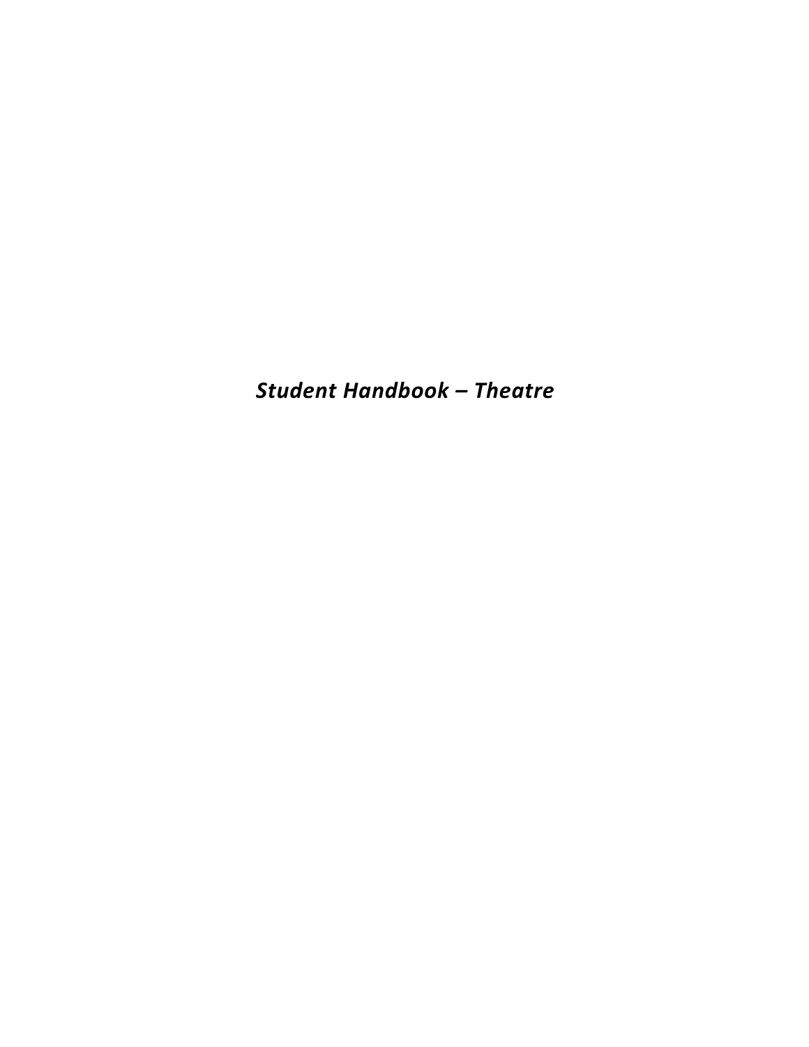***Student Handbook – Theatre***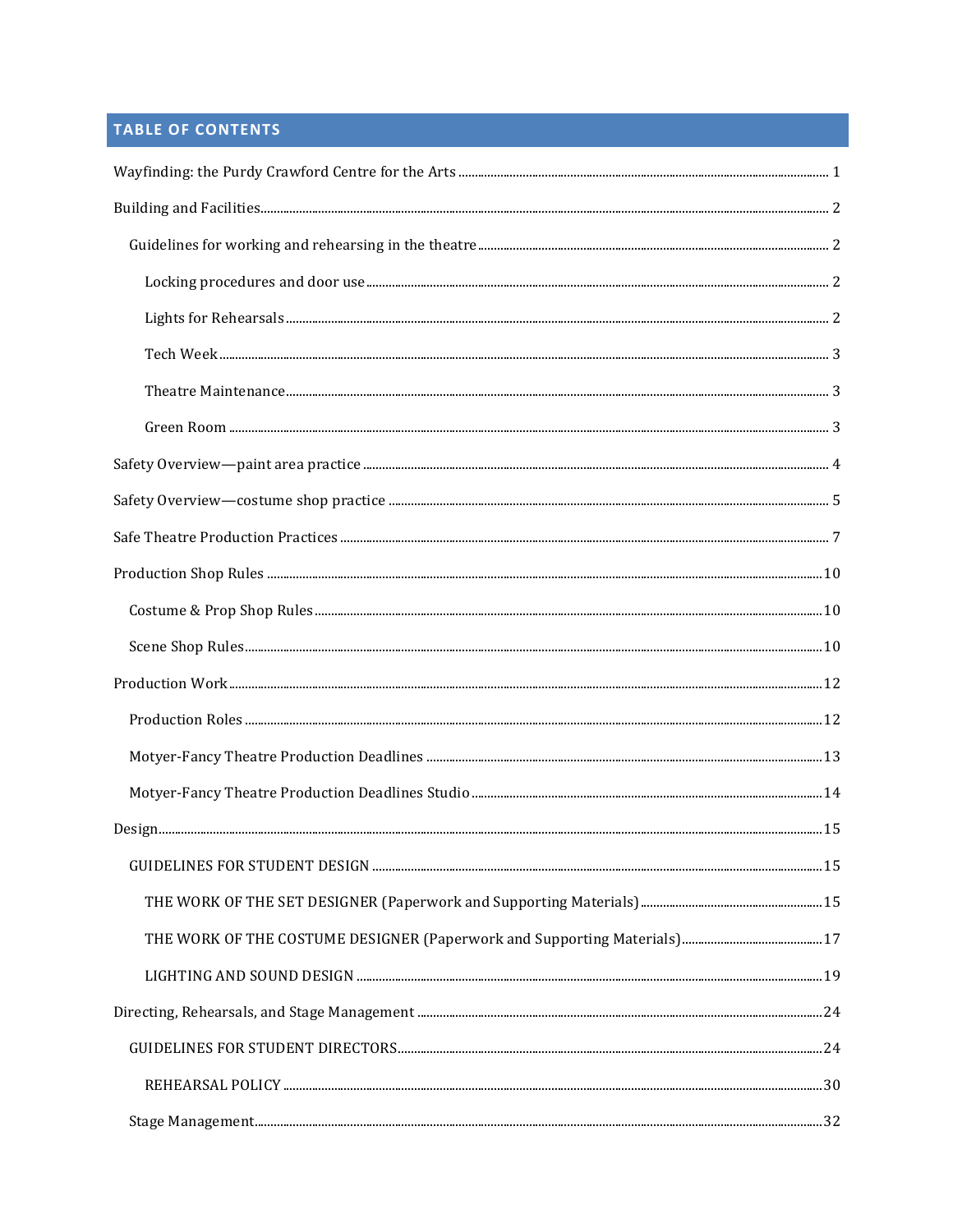## TABLE OF CONTENTS

- Wayfinding: the Purdy Crawford Centre for the Arts ........ 1
- Building and Facilities ........ 2
  - Guidelines for working and rehearsing in the theatre ........ 2
    - Locking procedures and door use ........ 2
    - Lights for Rehearsals ........ 2
    - Tech Week ........ 3
    - Theatre Maintenance ........ 3
    - Green Room ........ 3
- Safety Overview—paint area practice ........ 4
- Safety Overview—costume shop practice ........ 5
- Safe Theatre Production Practices ........ 7
- Production Shop Rules ........ 10
  - Costume & Prop Shop Rules ........ 10
  - Scene Shop Rules ........ 10
- Production Work ........ 12
  - Production Roles ........ 12
  - Motyer-Fancy Theatre Production Deadlines ........ 13
  - Motyer-Fancy Theatre Production Deadlines Studio ........ 14
- Design ........ 15
  - GUIDELINES FOR STUDENT DESIGN ........ 15
    - THE WORK OF THE SET DESIGNER (Paperwork and Supporting Materials) ........ 15
    - THE WORK OF THE COSTUME DESIGNER (Paperwork and Supporting Materials) ........ 17
    - LIGHTING AND SOUND DESIGN ........ 19
- Directing, Rehearsals, and Stage Management ........ 24
  - GUIDELINES FOR STUDENT DIRECTORS ........ 24
    - REHEARSAL POLICY ........ 30
  - Stage Management ........ 32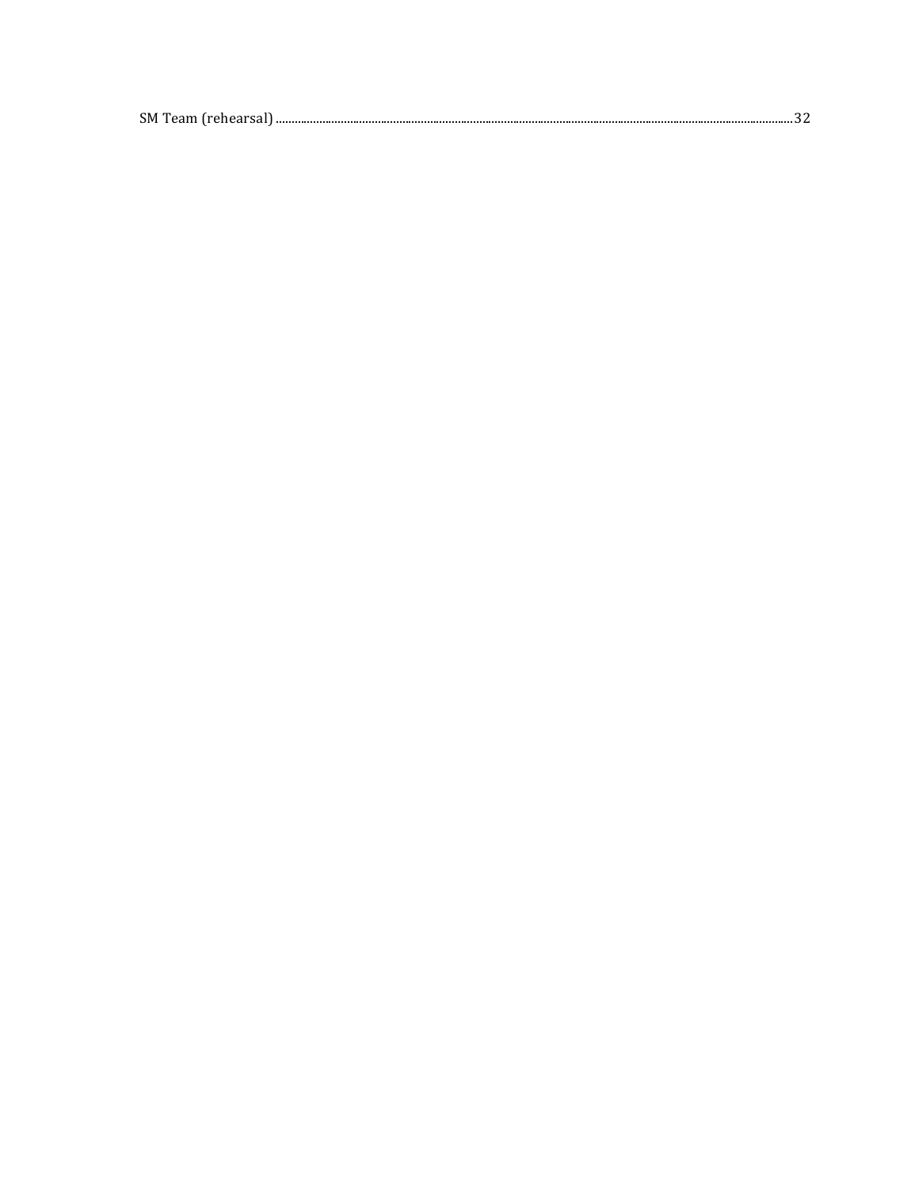SM Team (rehearsal) ........................................................................................................................................................................ 32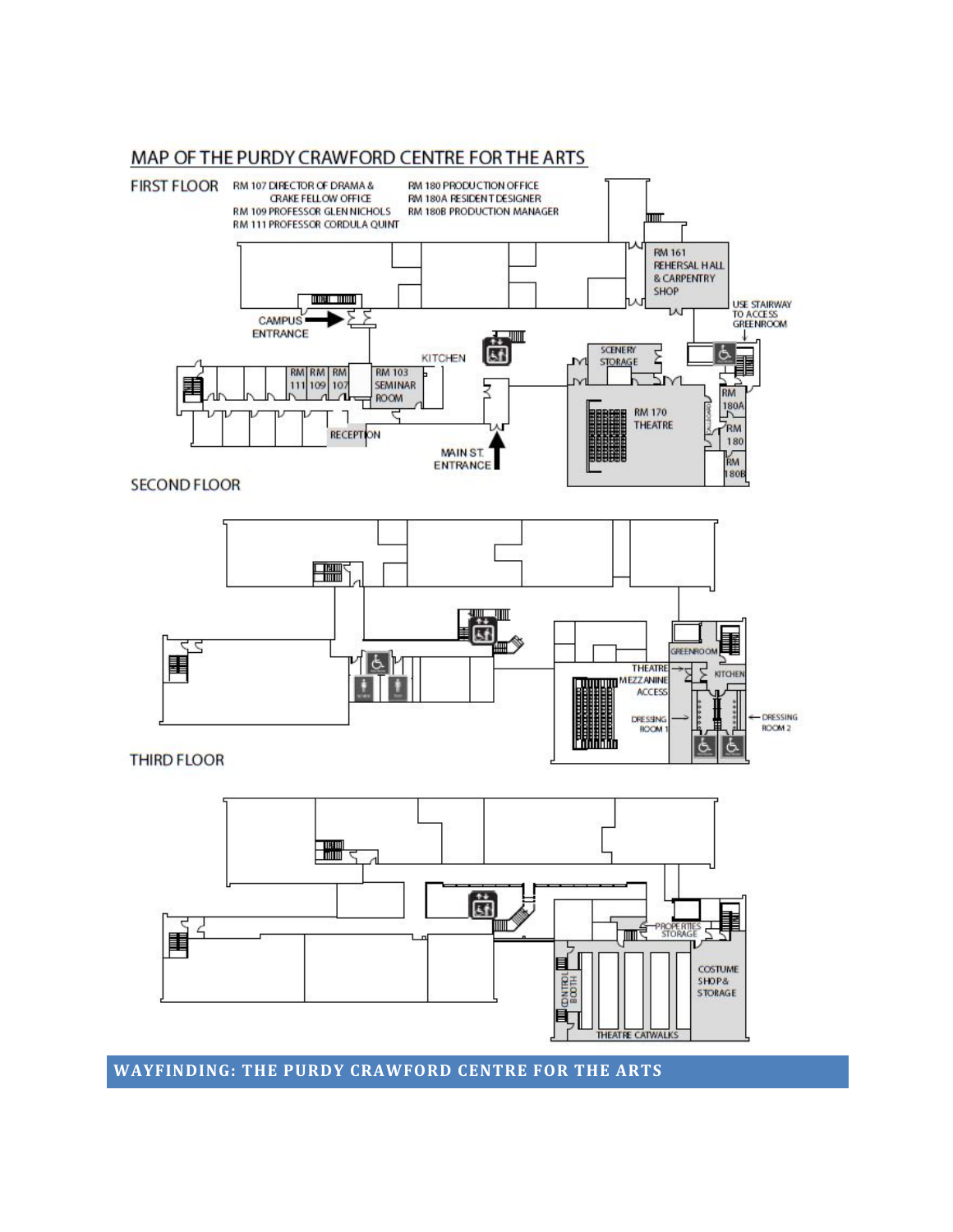## MAP OF THE PURDY CRAWFORD CENTRE FOR THE ARTS

### FIRST FLOOR

RM 107 DIRECTOR OF DRAMA & CRAKE FELLOW OFFICE
RM 109 PROFESSOR GLEN NICHOLS
RM 111 PROFESSOR CORDULA QUINT

RM 180 PRODUCTION OFFICE
RM 180A RESIDENT DESIGNER
RM 180B PRODUCTION MANAGER

RM 161 REHERSAL HALL & CARPENTRY SHOP

USE STAIRWAY TO ACCESS GREENROOM

CAMPUS ENTRANCE

KITCHEN

SCENERY STORAGE

RM 111 RM 109 RM 107

RM 103 SEMINAR ROOM

RECEPTION

MAIN ST. ENTRANCE

RM 170 THEATRE

RM 180A

RM 180

RM 180B

### SECOND FLOOR

GREENROOM

THEATRE MEZZANINE ACCESS

KITCHEN

DRESSING ROOM 1

DRESSING ROOM 2

### THIRD FLOOR

PROPERTIES STORAGE

CONTROL BOOTH

COSTUME SHOP & STORAGE

THEATRE CATWALKS

## WAYFINDING: THE PURDY CRAWFORD CENTRE FOR THE ARTS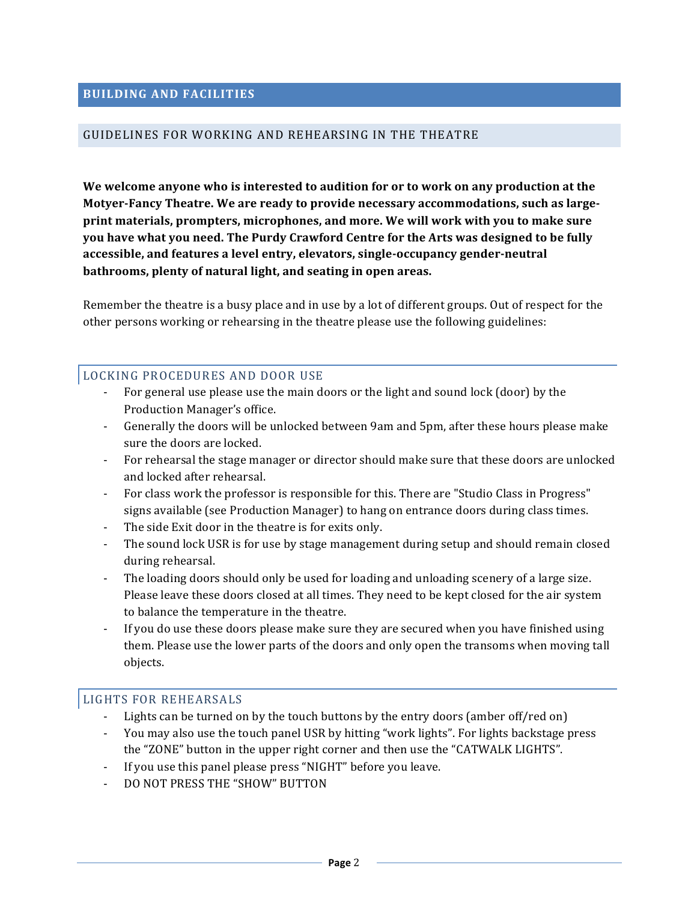## BUILDING AND FACILITIES

### GUIDELINES FOR WORKING AND REHEARSING IN THE THEATRE

**We welcome anyone who is interested to audition for or to work on any production at the Motyer-Fancy Theatre. We are ready to provide necessary accommodations, such as large-print materials, prompters, microphones, and more. We will work with you to make sure you have what you need. The Purdy Crawford Centre for the Arts was designed to be fully accessible, and features a level entry, elevators, single-occupancy gender-neutral bathrooms, plenty of natural light, and seating in open areas.**

Remember the theatre is a busy place and in use by a lot of different groups. Out of respect for the other persons working or rehearsing in the theatre please use the following guidelines:

#### LOCKING PROCEDURES AND DOOR USE

- For general use please use the main doors or the light and sound lock (door) by the Production Manager's office.
- Generally the doors will be unlocked between 9am and 5pm, after these hours please make sure the doors are locked.
- For rehearsal the stage manager or director should make sure that these doors are unlocked and locked after rehearsal.
- For class work the professor is responsible for this. There are "Studio Class in Progress" signs available (see Production Manager) to hang on entrance doors during class times.
- The side Exit door in the theatre is for exits only.
- The sound lock USR is for use by stage management during setup and should remain closed during rehearsal.
- The loading doors should only be used for loading and unloading scenery of a large size. Please leave these doors closed at all times. They need to be kept closed for the air system to balance the temperature in the theatre.
- If you do use these doors please make sure they are secured when you have finished using them. Please use the lower parts of the doors and only open the transoms when moving tall objects.

#### LIGHTS FOR REHEARSALS

- Lights can be turned on by the touch buttons by the entry doors (amber off/red on)
- You may also use the touch panel USR by hitting "work lights". For lights backstage press the "ZONE" button in the upper right corner and then use the "CATWALK LIGHTS".
- If you use this panel please press "NIGHT" before you leave.
- DO NOT PRESS THE "SHOW" BUTTON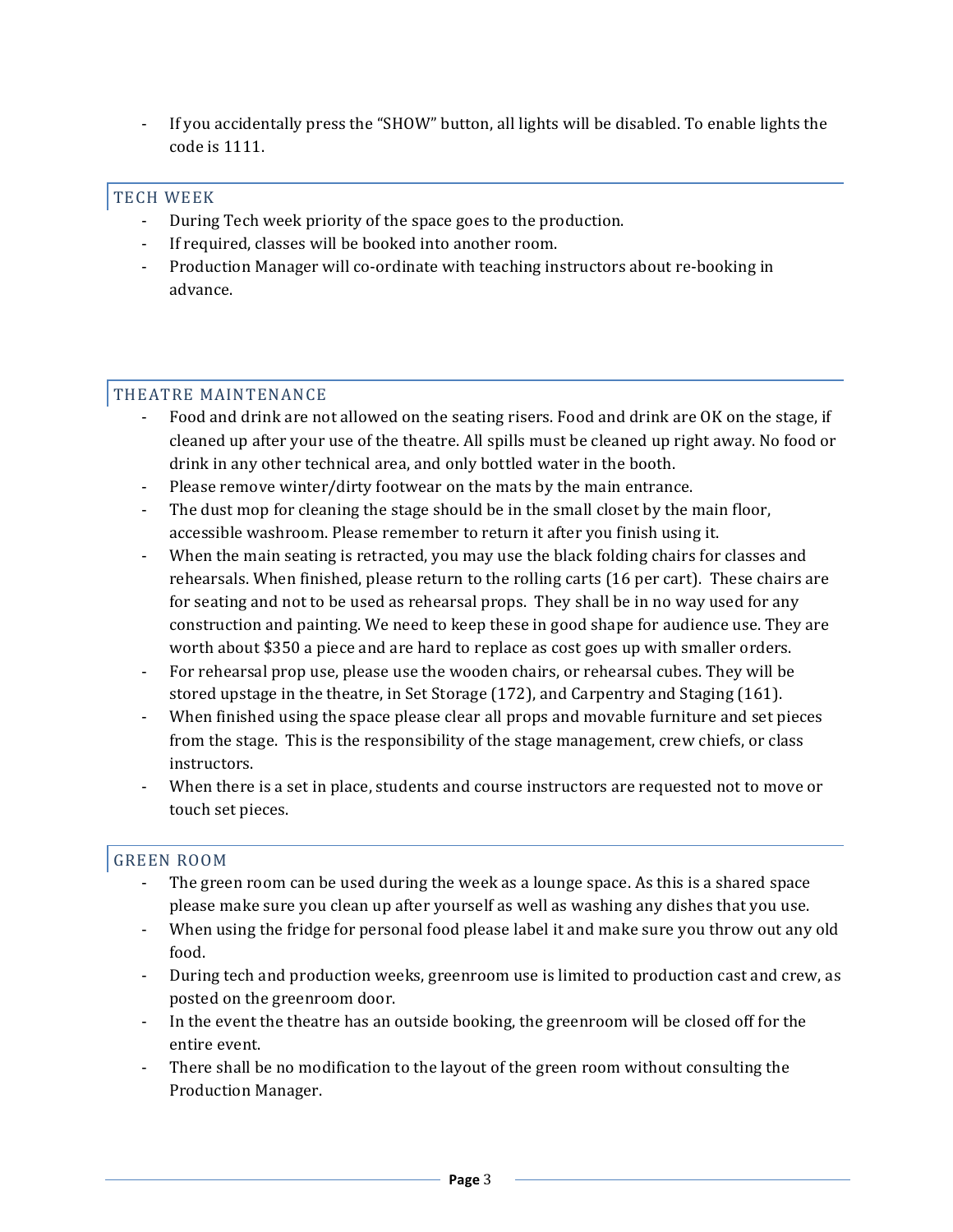- If you accidentally press the "SHOW" button, all lights will be disabled. To enable lights the code is 1111.

## TECH WEEK

- During Tech week priority of the space goes to the production.
- If required, classes will be booked into another room.
- Production Manager will co-ordinate with teaching instructors about re-booking in advance.

## THEATRE MAINTENANCE

- Food and drink are not allowed on the seating risers. Food and drink are OK on the stage, if cleaned up after your use of the theatre. All spills must be cleaned up right away. No food or drink in any other technical area, and only bottled water in the booth.
- Please remove winter/dirty footwear on the mats by the main entrance.
- The dust mop for cleaning the stage should be in the small closet by the main floor, accessible washroom. Please remember to return it after you finish using it.
- When the main seating is retracted, you may use the black folding chairs for classes and rehearsals. When finished, please return to the rolling carts (16 per cart). These chairs are for seating and not to be used as rehearsal props. They shall be in no way used for any construction and painting. We need to keep these in good shape for audience use. They are worth about $350 a piece and are hard to replace as cost goes up with smaller orders.
- For rehearsal prop use, please use the wooden chairs, or rehearsal cubes. They will be stored upstage in the theatre, in Set Storage (172), and Carpentry and Staging (161).
- When finished using the space please clear all props and movable furniture and set pieces from the stage. This is the responsibility of the stage management, crew chiefs, or class instructors.
- When there is a set in place, students and course instructors are requested not to move or touch set pieces.

## GREEN ROOM

- The green room can be used during the week as a lounge space. As this is a shared space please make sure you clean up after yourself as well as washing any dishes that you use.
- When using the fridge for personal food please label it and make sure you throw out any old food.
- During tech and production weeks, greenroom use is limited to production cast and crew, as posted on the greenroom door.
- In the event the theatre has an outside booking, the greenroom will be closed off for the entire event.
- There shall be no modification to the layout of the green room without consulting the Production Manager.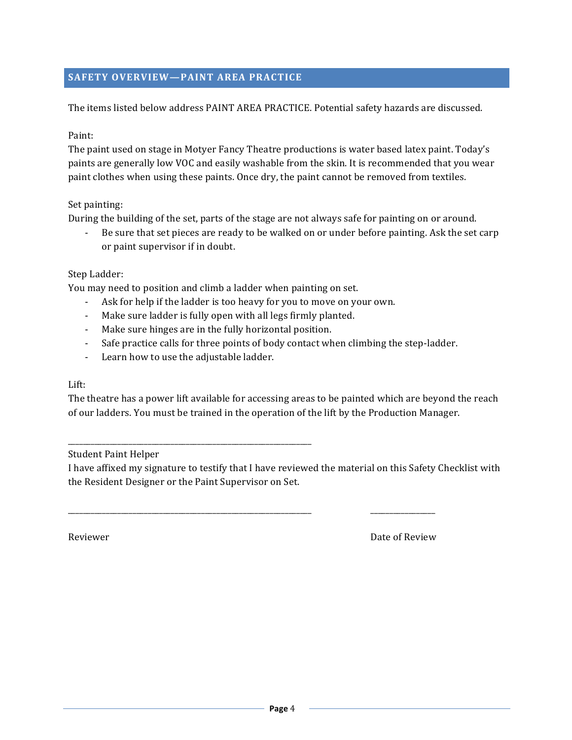## SAFETY OVERVIEW—PAINT AREA PRACTICE

The items listed below address PAINT AREA PRACTICE. Potential safety hazards are discussed.

Paint:
The paint used on stage in Motyer Fancy Theatre productions is water based latex paint. Today's paints are generally low VOC and easily washable from the skin. It is recommended that you wear paint clothes when using these paints. Once dry, the paint cannot be removed from textiles.

Set painting:
During the building of the set, parts of the stage are not always safe for painting on or around.

- Be sure that set pieces are ready to be walked on or under before painting. Ask the set carp or paint supervisor if in doubt.

Step Ladder:
You may need to position and climb a ladder when painting on set.

- Ask for help if the ladder is too heavy for you to move on your own.
- Make sure ladder is fully open with all legs firmly planted.
- Make sure hinges are in the fully horizontal position.
- Safe practice calls for three points of body contact when climbing the step-ladder.
- Learn how to use the adjustable ladder.

Lift:
The theatre has a power lift available for accessing areas to be painted which are beyond the reach of our ladders. You must be trained in the operation of the lift by the Production Manager.

\_\_\_\_\_\_\_\_\_\_\_\_\_\_\_\_\_\_\_\_\_\_\_\_\_\_\_\_\_\_\_\_\_\_\_\_\_\_\_\_\_\_\_\_\_\_\_\_

Student Paint Helper

I have affixed my signature to testify that I have reviewed the material on this Safety Checklist with the Resident Designer or the Paint Supervisor on Set.

\_\_\_\_\_\_\_\_\_\_\_\_\_\_\_\_\_\_\_\_\_\_\_\_\_\_\_\_\_\_\_\_\_\_\_\_\_\_\_\_\_\_\_\_\_\_\_\_ \_\_\_\_\_\_\_\_\_\_\_\_\_\_\_\_

Reviewer Date of Review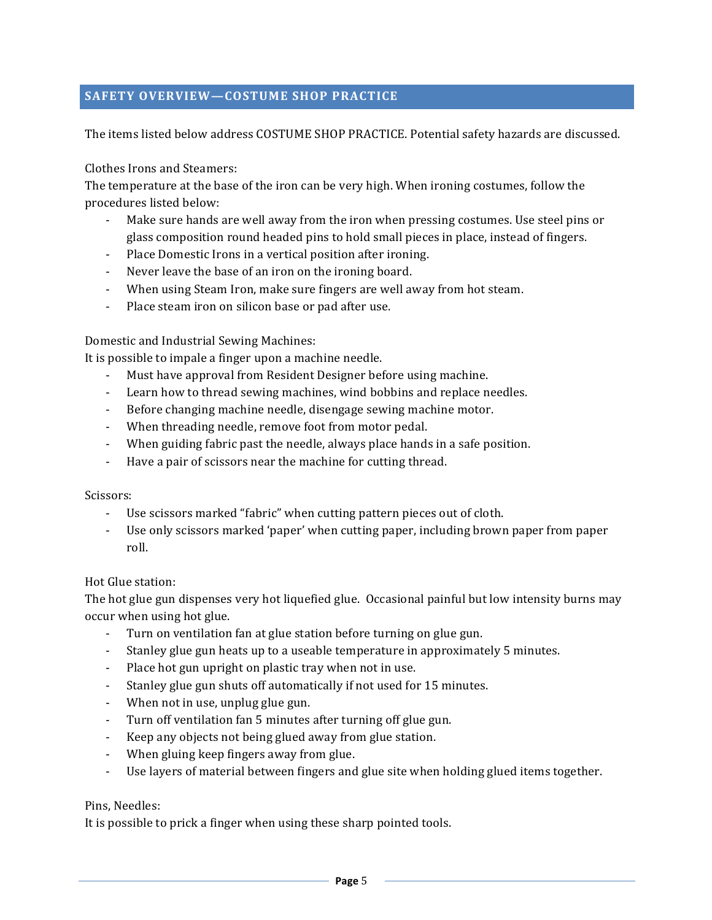## SAFETY OVERVIEW—COSTUME SHOP PRACTICE

The items listed below address COSTUME SHOP PRACTICE. Potential safety hazards are discussed.

Clothes Irons and Steamers:
The temperature at the base of the iron can be very high. When ironing costumes, follow the procedures listed below:

- Make sure hands are well away from the iron when pressing costumes. Use steel pins or glass composition round headed pins to hold small pieces in place, instead of fingers.
- Place Domestic Irons in a vertical position after ironing.
- Never leave the base of an iron on the ironing board.
- When using Steam Iron, make sure fingers are well away from hot steam.
- Place steam iron on silicon base or pad after use.

Domestic and Industrial Sewing Machines:
It is possible to impale a finger upon a machine needle.

- Must have approval from Resident Designer before using machine.
- Learn how to thread sewing machines, wind bobbins and replace needles.
- Before changing machine needle, disengage sewing machine motor.
- When threading needle, remove foot from motor pedal.
- When guiding fabric past the needle, always place hands in a safe position.
- Have a pair of scissors near the machine for cutting thread.

Scissors:

- Use scissors marked "fabric" when cutting pattern pieces out of cloth.
- Use only scissors marked 'paper' when cutting paper, including brown paper from paper roll.

Hot Glue station:
The hot glue gun dispenses very hot liquefied glue. Occasional painful but low intensity burns may occur when using hot glue.

- Turn on ventilation fan at glue station before turning on glue gun.
- Stanley glue gun heats up to a useable temperature in approximately 5 minutes.
- Place hot gun upright on plastic tray when not in use.
- Stanley glue gun shuts off automatically if not used for 15 minutes.
- When not in use, unplug glue gun.
- Turn off ventilation fan 5 minutes after turning off glue gun.
- Keep any objects not being glued away from glue station.
- When gluing keep fingers away from glue.
- Use layers of material between fingers and glue site when holding glued items together.

Pins, Needles:
It is possible to prick a finger when using these sharp pointed tools.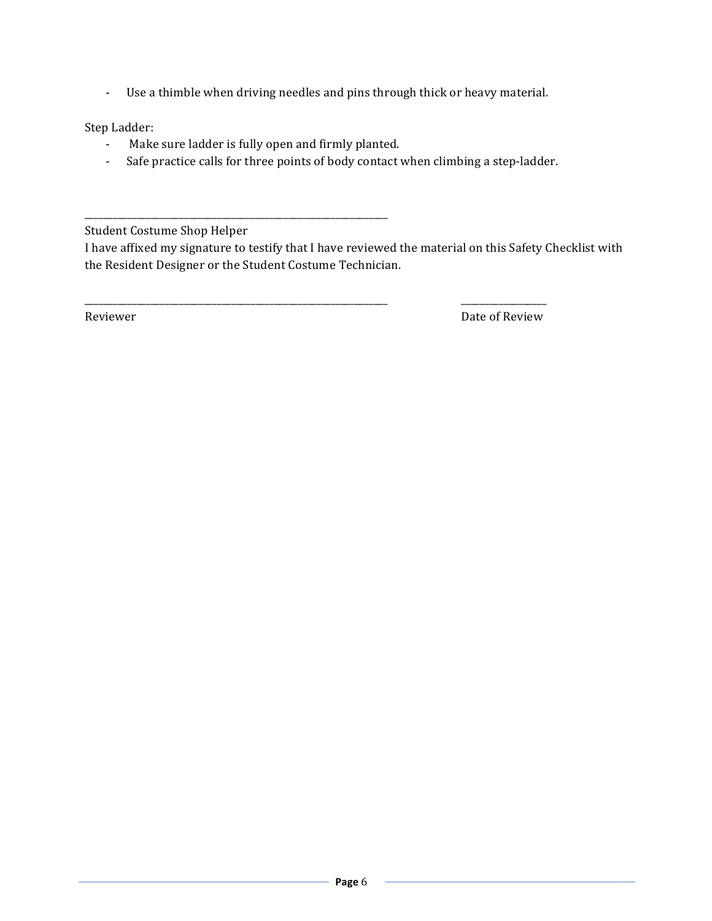- Use a thimble when driving needles and pins through thick or heavy material.

Step Ladder:

- Make sure ladder is fully open and firmly planted.
- Safe practice calls for three points of body contact when climbing a step-ladder.

\_\_\_\_\_\_\_\_\_\_\_\_\_\_\_\_\_\_\_\_\_\_\_\_\_\_\_\_\_\_\_\_\_\_\_\_\_\_\_\_\_\_\_\_\_\_\_\_\_\_\_\_\_\_\_\_\_\_\_\_\_\_\_\_

Student Costume Shop Helper

I have affixed my signature to testify that I have reviewed the material on this Safety Checklist with the Resident Designer or the Student Costume Technician.

\_\_\_\_\_\_\_\_\_\_\_\_\_\_\_\_\_\_\_\_\_\_\_\_\_\_\_\_\_\_\_\_\_\_\_\_\_\_\_\_\_\_\_\_\_\_\_\_\_\_\_\_\_\_\_\_\_\_\_\_\_\_\_\_ \_\_\_\_\_\_\_\_\_\_\_\_\_\_\_\_\_\_\_

Reviewer Date of Review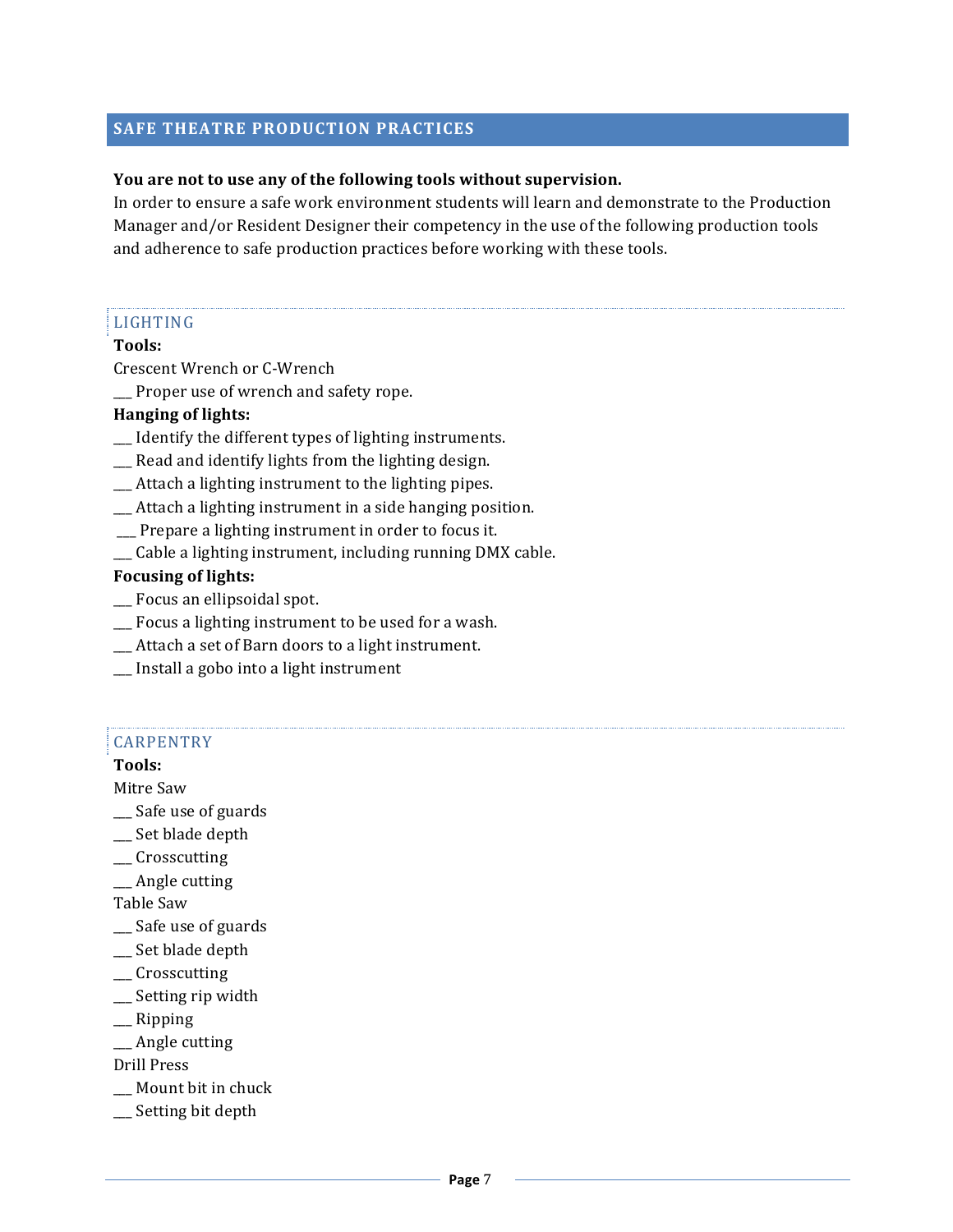## SAFE THEATRE PRODUCTION PRACTICES

**You are not to use any of the following tools without supervision.**
In order to ensure a safe work environment students will learn and demonstrate to the Production Manager and/or Resident Designer their competency in the use of the following production tools and adherence to safe production practices before working with these tools.

### LIGHTING

**Tools:**

Crescent Wrench or C-Wrench

___ Proper use of wrench and safety rope.

**Hanging of lights:**

___ Identify the different types of lighting instruments.
___ Read and identify lights from the lighting design.
___ Attach a lighting instrument to the lighting pipes.
___ Attach a lighting instrument in a side hanging position.
___ Prepare a lighting instrument in order to focus it.
___ Cable a lighting instrument, including running DMX cable.

**Focusing of lights:**

___ Focus an ellipsoidal spot.
___ Focus a lighting instrument to be used for a wash.
___ Attach a set of Barn doors to a light instrument.
___ Install a gobo into a light instrument

### CARPENTRY

**Tools:**

Mitre Saw

___ Safe use of guards
___ Set blade depth
___ Crosscutting
___ Angle cutting

Table Saw

___ Safe use of guards
___ Set blade depth
___ Crosscutting
___ Setting rip width
___ Ripping
___ Angle cutting

Drill Press

___ Mount bit in chuck
___ Setting bit depth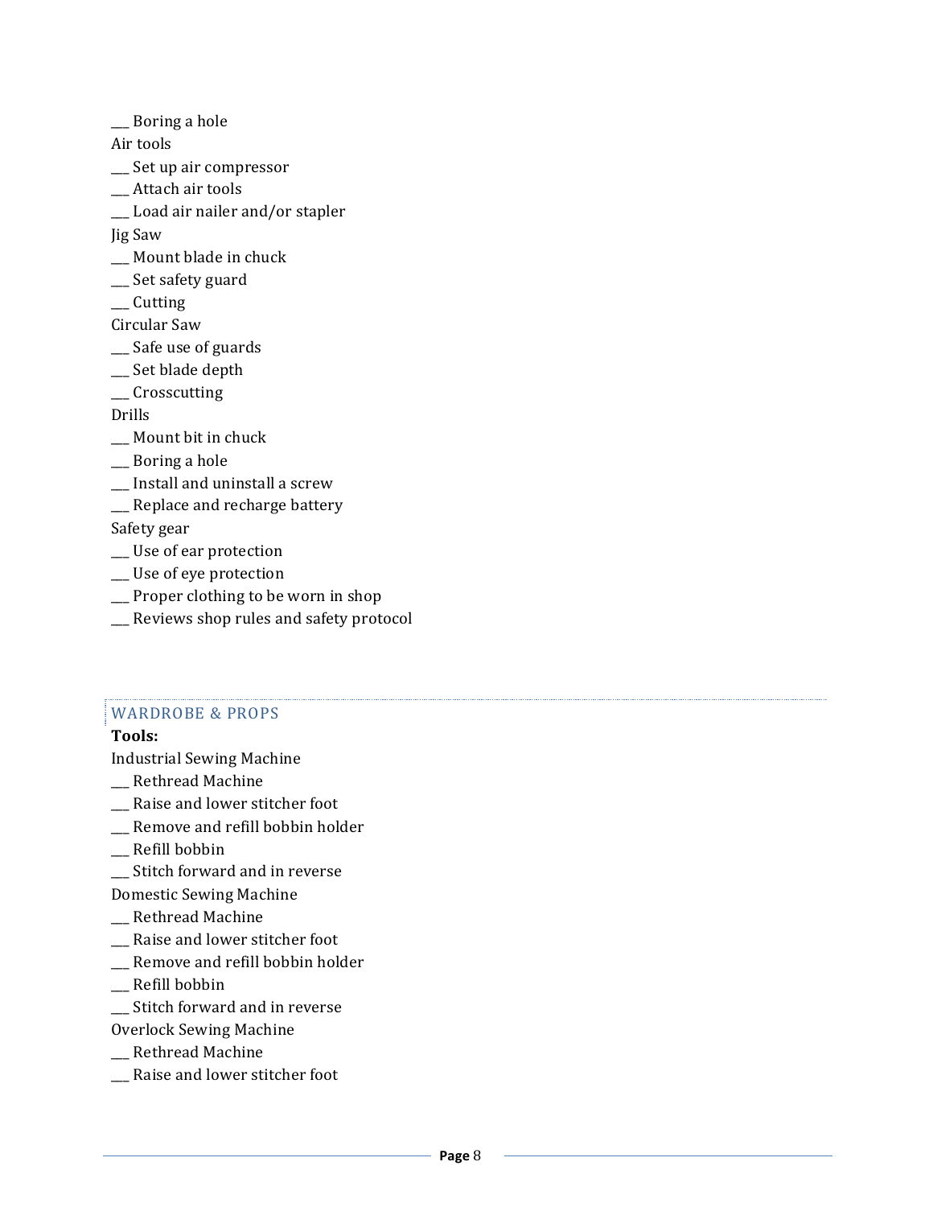___ Boring a hole

Air tools

___ Set up air compressor

___ Attach air tools

___ Load air nailer and/or stapler

Jig Saw

___ Mount blade in chuck

___ Set safety guard

___ Cutting

Circular Saw

___ Safe use of guards

___ Set blade depth

___ Crosscutting

Drills

___ Mount bit in chuck

___ Boring a hole

___ Install and uninstall a screw

___ Replace and recharge battery

Safety gear

___ Use of ear protection

___ Use of eye protection

___ Proper clothing to be worn in shop

___ Reviews shop rules and safety protocol

## WARDROBE & PROPS

**Tools:**

Industrial Sewing Machine

___ Rethread Machine

___ Raise and lower stitcher foot

___ Remove and refill bobbin holder

___ Refill bobbin

___ Stitch forward and in reverse

Domestic Sewing Machine

___ Rethread Machine

___ Raise and lower stitcher foot

___ Remove and refill bobbin holder

___ Refill bobbin

___ Stitch forward and in reverse

Overlock Sewing Machine

___ Rethread Machine

___ Raise and lower stitcher foot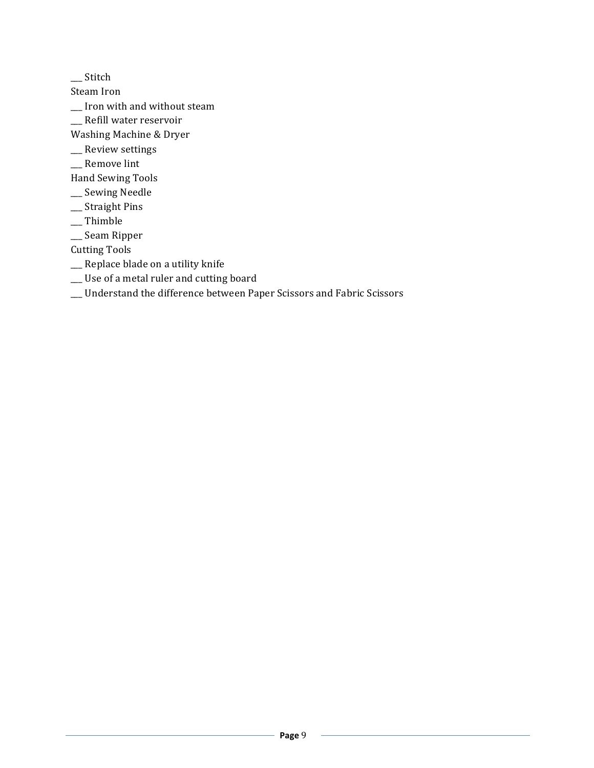___ Stitch

Steam Iron

___ Iron with and without steam

___ Refill water reservoir

Washing Machine & Dryer

___ Review settings

___ Remove lint

Hand Sewing Tools

___ Sewing Needle

___ Straight Pins

___ Thimble

___ Seam Ripper

Cutting Tools

___ Replace blade on a utility knife

___ Use of a metal ruler and cutting board

___ Understand the difference between Paper Scissors and Fabric Scissors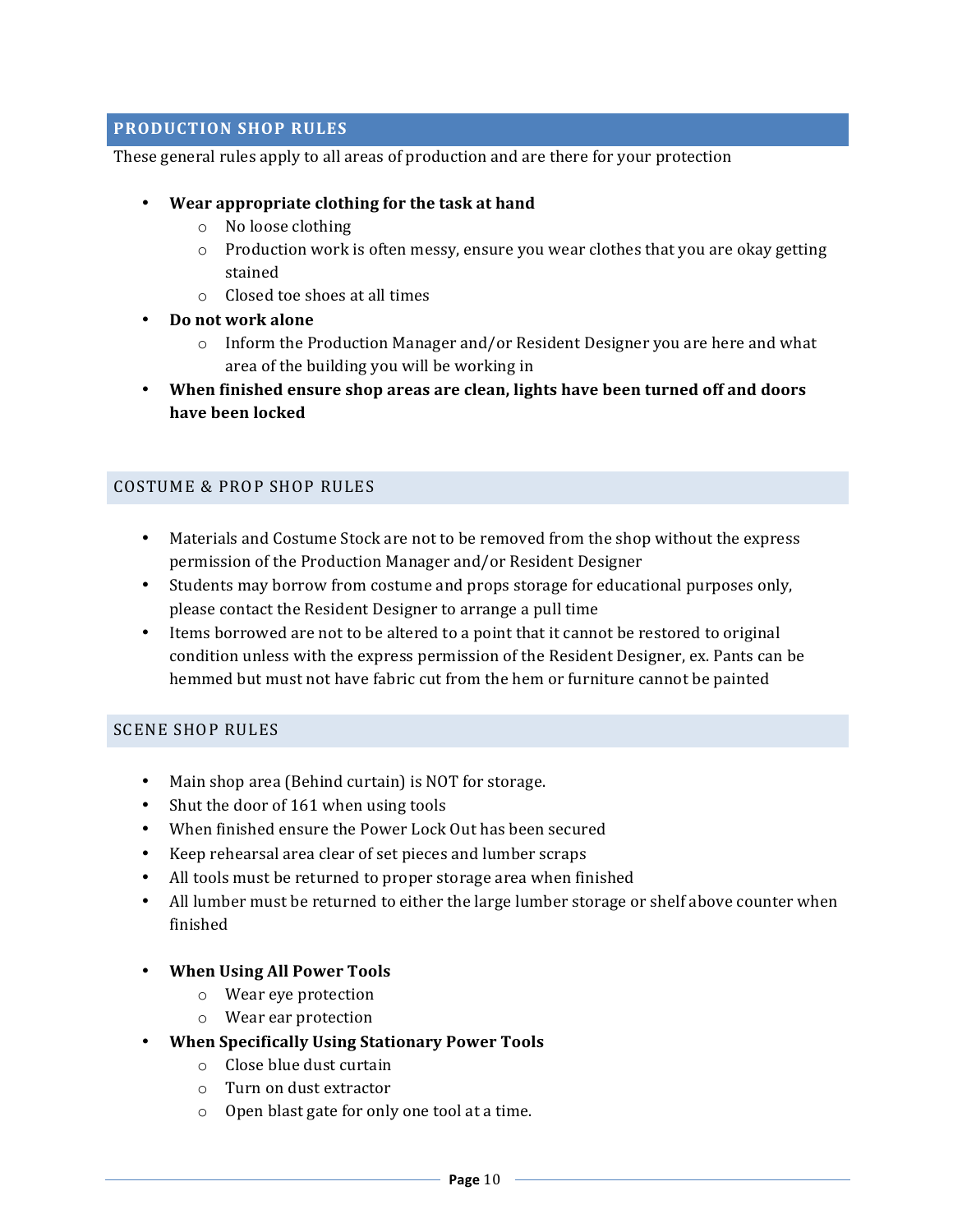## PRODUCTION SHOP RULES

These general rules apply to all areas of production and are there for your protection

- **Wear appropriate clothing for the task at hand**
  - No loose clothing
  - Production work is often messy, ensure you wear clothes that you are okay getting stained
  - Closed toe shoes at all times
- **Do not work alone**
  - Inform the Production Manager and/or Resident Designer you are here and what area of the building you will be working in
- **When finished ensure shop areas are clean, lights have been turned off and doors have been locked**

## COSTUME & PROP SHOP RULES

- Materials and Costume Stock are not to be removed from the shop without the express permission of the Production Manager and/or Resident Designer
- Students may borrow from costume and props storage for educational purposes only, please contact the Resident Designer to arrange a pull time
- Items borrowed are not to be altered to a point that it cannot be restored to original condition unless with the express permission of the Resident Designer, ex. Pants can be hemmed but must not have fabric cut from the hem or furniture cannot be painted

## SCENE SHOP RULES

- Main shop area (Behind curtain) is NOT for storage.
- Shut the door of 161 when using tools
- When finished ensure the Power Lock Out has been secured
- Keep rehearsal area clear of set pieces and lumber scraps
- All tools must be returned to proper storage area when finished
- All lumber must be returned to either the large lumber storage or shelf above counter when finished

- **When Using All Power Tools**
  - Wear eye protection
  - Wear ear protection
- **When Specifically Using Stationary Power Tools**
  - Close blue dust curtain
  - Turn on dust extractor
  - Open blast gate for only one tool at a time.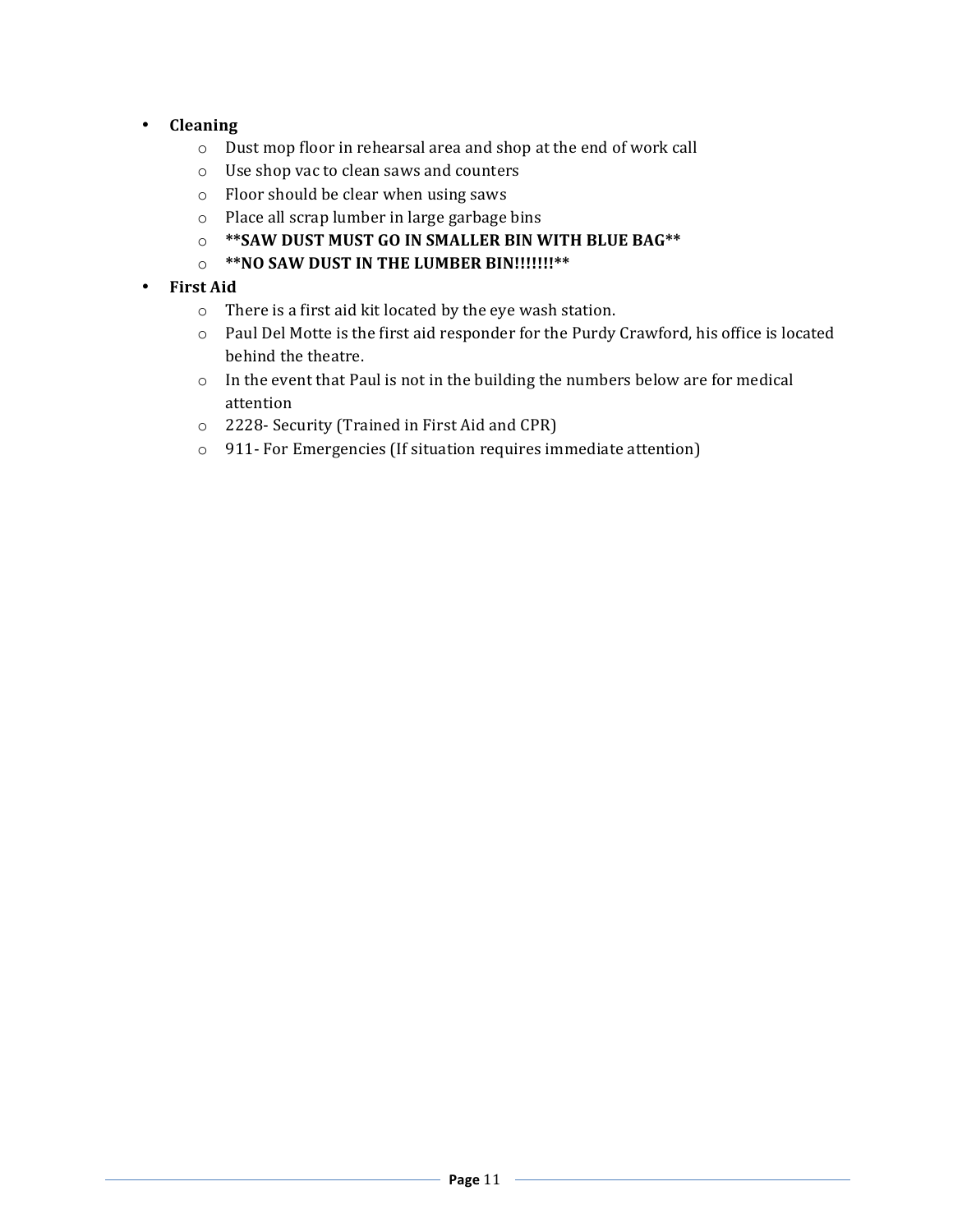- **Cleaning**
  - Dust mop floor in rehearsal area and shop at the end of work call
  - Use shop vac to clean saws and counters
  - Floor should be clear when using saws
  - Place all scrap lumber in large garbage bins
  - **\*\*SAW DUST MUST GO IN SMALLER BIN WITH BLUE BAG\*\***
  - **\*\*NO SAW DUST IN THE LUMBER BIN!!!!!!!\*\***
- **First Aid**
  - There is a first aid kit located by the eye wash station.
  - Paul Del Motte is the first aid responder for the Purdy Crawford, his office is located behind the theatre.
  - In the event that Paul is not in the building the numbers below are for medical attention
  - 2228- Security (Trained in First Aid and CPR)
  - 911- For Emergencies (If situation requires immediate attention)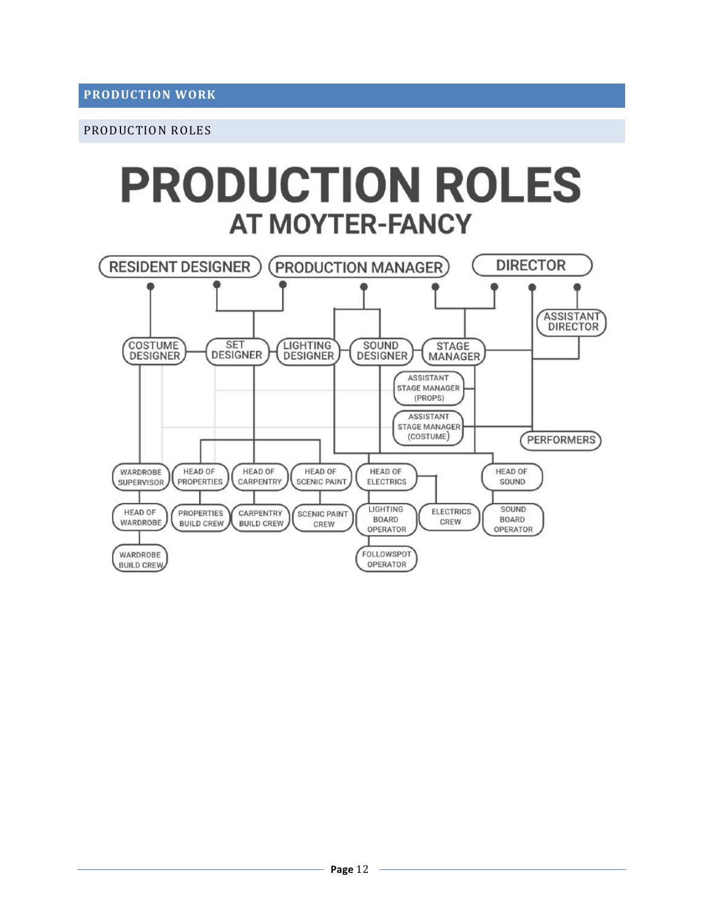# PRODUCTION WORK

## PRODUCTION ROLES

# PRODUCTION ROLES
## AT MOYTER-FANCY

RESIDENT DESIGNER | PRODUCTION MANAGER | DIRECTOR

ASSISTANT DIRECTOR

COSTUME DESIGNER | SET DESIGNER | LIGHTING DESIGNER | SOUND DESIGNER | STAGE MANAGER

ASSISTANT STAGE MANAGER (PROPS)

ASSISTANT STAGE MANAGER (COSTUME)

PERFORMERS

WARDROBE SUPERVISOR | HEAD OF PROPERTIES | HEAD OF CARPENTRY | HEAD OF SCENIC PAINT | HEAD OF ELECTRICS | HEAD OF SOUND

HEAD OF WARDROBE | PROPERTIES BUILD CREW | CARPENTRY BUILD CREW | SCENIC PAINT CREW | LIGHTING BOARD OPERATOR | ELECTRICS CREW | SOUND BOARD OPERATOR

WARDROBE BUILD CREW | FOLLOWSPOT OPERATOR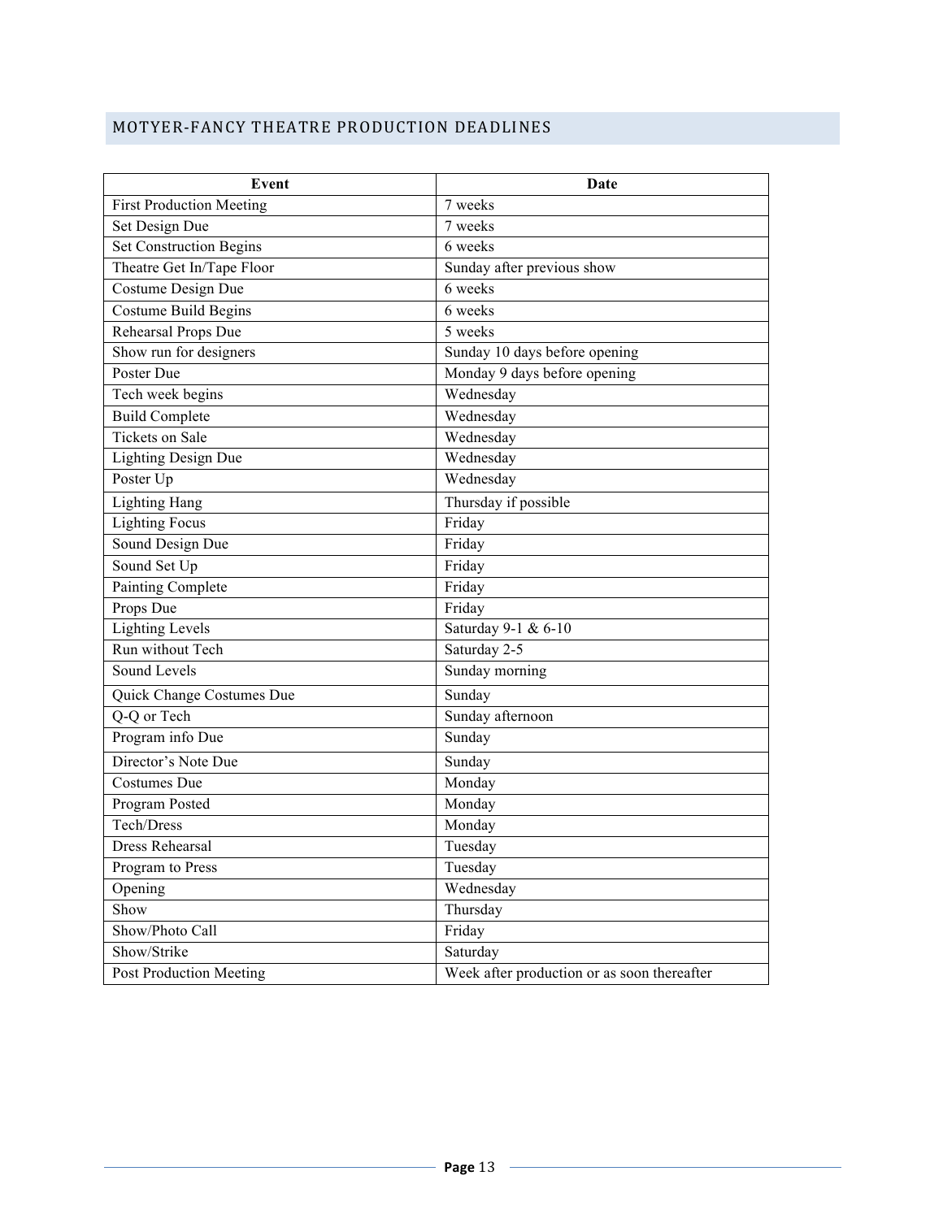## MOTYER-FANCY THEATRE PRODUCTION DEADLINES

| Event | Date |
|---|---|
| First Production Meeting | 7 weeks |
| Set Design Due | 7 weeks |
| Set Construction Begins | 6 weeks |
| Theatre Get In/Tape Floor | Sunday after previous show |
| Costume Design Due | 6 weeks |
| Costume Build Begins | 6 weeks |
| Rehearsal Props Due | 5 weeks |
| Show run for designers | Sunday 10 days before opening |
| Poster Due | Monday 9 days before opening |
| Tech week begins | Wednesday |
| Build Complete | Wednesday |
| Tickets on Sale | Wednesday |
| Lighting Design Due | Wednesday |
| Poster Up | Wednesday |
| Lighting Hang | Thursday if possible |
| Lighting Focus | Friday |
| Sound Design Due | Friday |
| Sound Set Up | Friday |
| Painting Complete | Friday |
| Props Due | Friday |
| Lighting Levels | Saturday 9-1 & 6-10 |
| Run without Tech | Saturday 2-5 |
| Sound Levels | Sunday morning |
| Quick Change Costumes Due | Sunday |
| Q-Q or Tech | Sunday afternoon |
| Program info Due | Sunday |
| Director's Note Due | Sunday |
| Costumes Due | Monday |
| Program Posted | Monday |
| Tech/Dress | Monday |
| Dress Rehearsal | Tuesday |
| Program to Press | Tuesday |
| Opening | Wednesday |
| Show | Thursday |
| Show/Photo Call | Friday |
| Show/Strike | Saturday |
| Post Production Meeting | Week after production or as soon thereafter |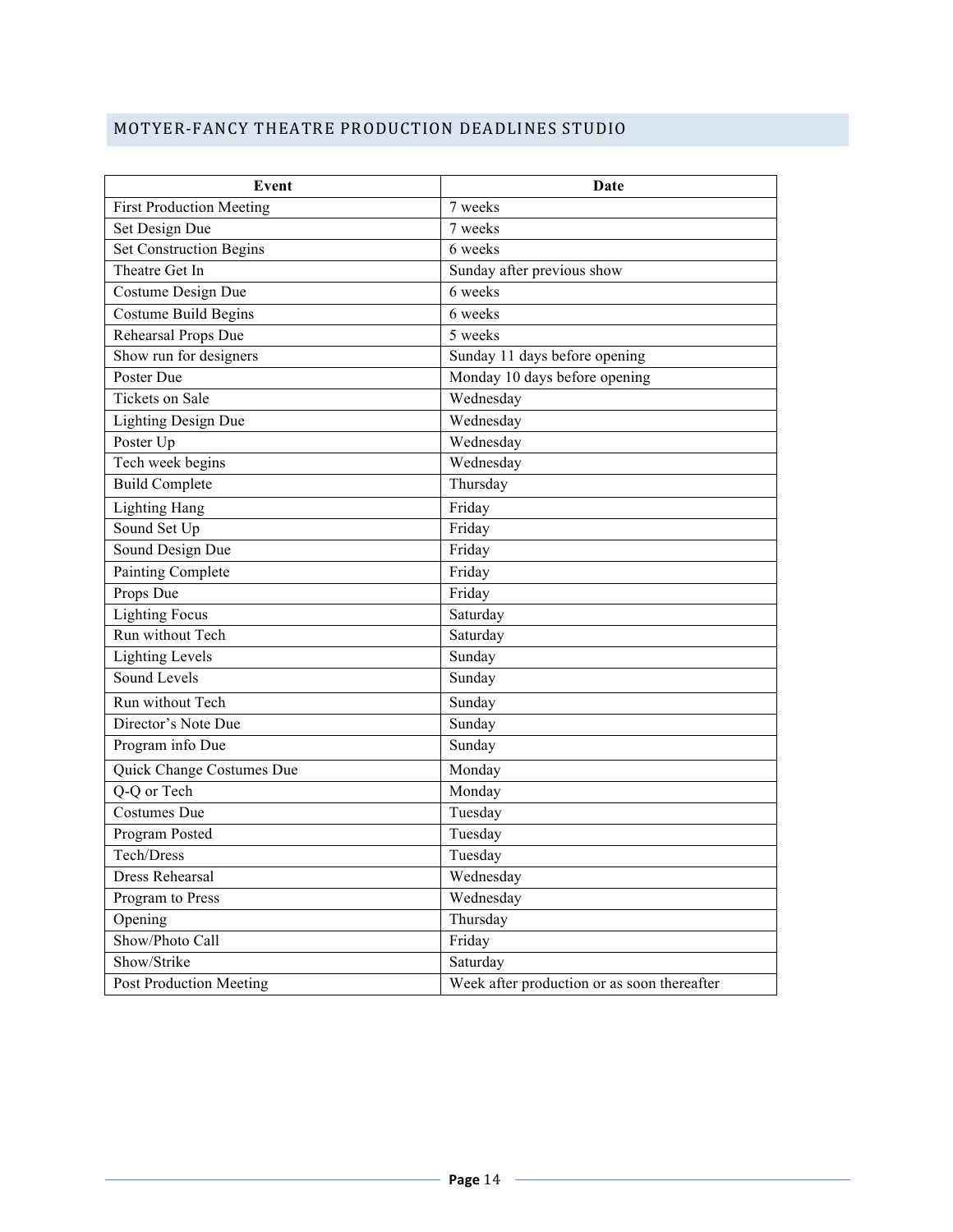## MOTYER-FANCY THEATRE PRODUCTION DEADLINES STUDIO

| Event | Date |
|---|---|
| First Production Meeting | 7 weeks |
| Set Design Due | 7 weeks |
| Set Construction Begins | 6 weeks |
| Theatre Get In | Sunday after previous show |
| Costume Design Due | 6 weeks |
| Costume Build Begins | 6 weeks |
| Rehearsal Props Due | 5 weeks |
| Show run for designers | Sunday 11 days before opening |
| Poster Due | Monday 10 days before opening |
| Tickets on Sale | Wednesday |
| Lighting Design Due | Wednesday |
| Poster Up | Wednesday |
| Tech week begins | Wednesday |
| Build Complete | Thursday |
| Lighting Hang | Friday |
| Sound Set Up | Friday |
| Sound Design Due | Friday |
| Painting Complete | Friday |
| Props Due | Friday |
| Lighting Focus | Saturday |
| Run without Tech | Saturday |
| Lighting Levels | Sunday |
| Sound Levels | Sunday |
| Run without Tech | Sunday |
| Director's Note Due | Sunday |
| Program info Due | Sunday |
| Quick Change Costumes Due | Monday |
| Q-Q or Tech | Monday |
| Costumes Due | Tuesday |
| Program Posted | Tuesday |
| Tech/Dress | Tuesday |
| Dress Rehearsal | Wednesday |
| Program to Press | Wednesday |
| Opening | Thursday |
| Show/Photo Call | Friday |
| Show/Strike | Saturday |
| Post Production Meeting | Week after production or as soon thereafter |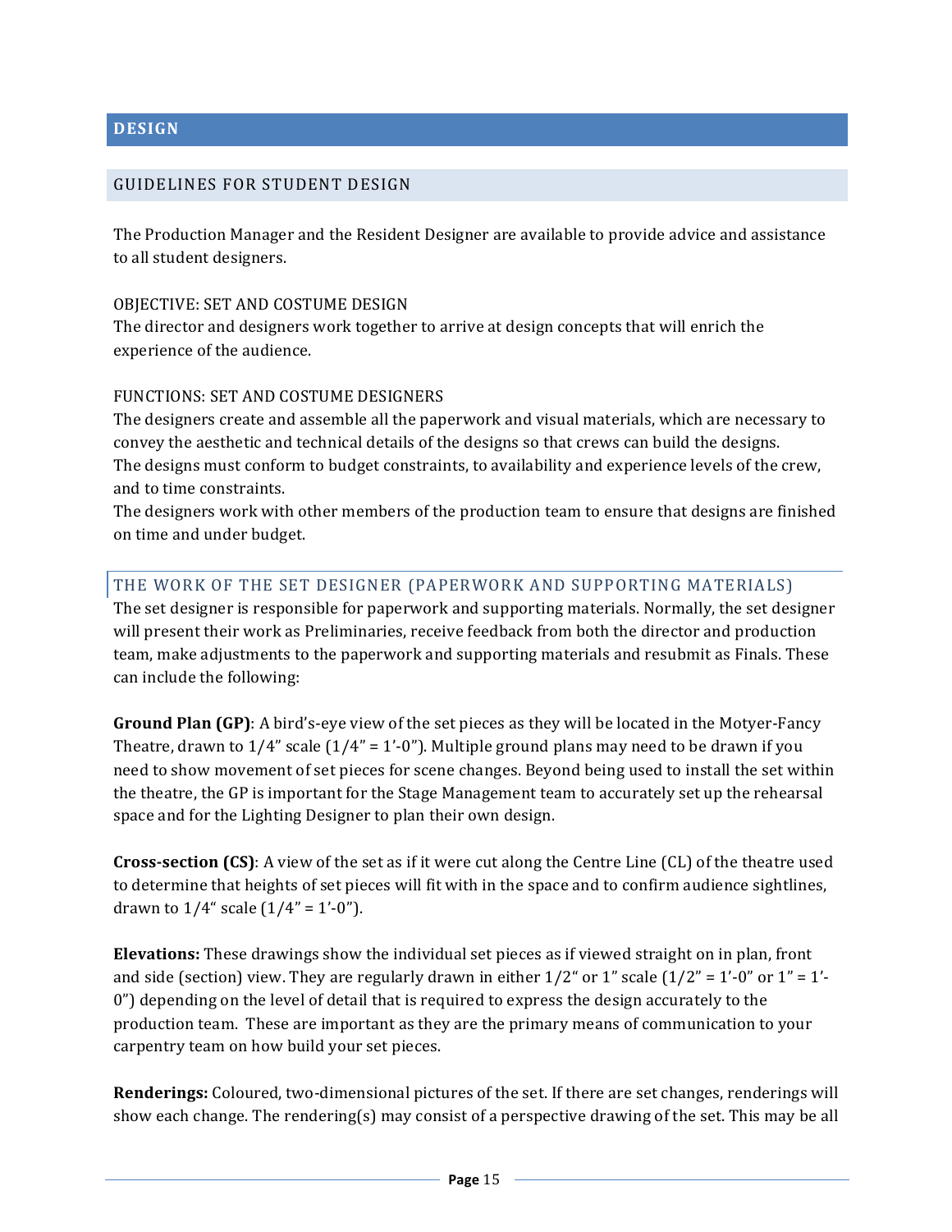# DESIGN

## GUIDELINES FOR STUDENT DESIGN

The Production Manager and the Resident Designer are available to provide advice and assistance to all student designers.

OBJECTIVE: SET AND COSTUME DESIGN
The director and designers work together to arrive at design concepts that will enrich the experience of the audience.

FUNCTIONS: SET AND COSTUME DESIGNERS
The designers create and assemble all the paperwork and visual materials, which are necessary to convey the aesthetic and technical details of the designs so that crews can build the designs.
The designs must conform to budget constraints, to availability and experience levels of the crew, and to time constraints.
The designers work with other members of the production team to ensure that designs are finished on time and under budget.

### THE WORK OF THE SET DESIGNER (PAPERWORK AND SUPPORTING MATERIALS)

The set designer is responsible for paperwork and supporting materials. Normally, the set designer will present their work as Preliminaries, receive feedback from both the director and production team, make adjustments to the paperwork and supporting materials and resubmit as Finals. These can include the following:

**Ground Plan (GP)**: A bird's-eye view of the set pieces as they will be located in the Motyer-Fancy Theatre, drawn to 1/4" scale (1/4" = 1'-0"). Multiple ground plans may need to be drawn if you need to show movement of set pieces for scene changes. Beyond being used to install the set within the theatre, the GP is important for the Stage Management team to accurately set up the rehearsal space and for the Lighting Designer to plan their own design.

**Cross-section (CS)**: A view of the set as if it were cut along the Centre Line (CL) of the theatre used to determine that heights of set pieces will fit with in the space and to confirm audience sightlines, drawn to 1/4" scale (1/4" = 1'-0").

**Elevations:** These drawings show the individual set pieces as if viewed straight on in plan, front and side (section) view. They are regularly drawn in either 1/2" or 1" scale (1/2" = 1'-0" or 1" = 1'-0") depending on the level of detail that is required to express the design accurately to the production team. These are important as they are the primary means of communication to your carpentry team on how build your set pieces.

**Renderings:** Coloured, two-dimensional pictures of the set. If there are set changes, renderings will show each change. The rendering(s) may consist of a perspective drawing of the set. This may be all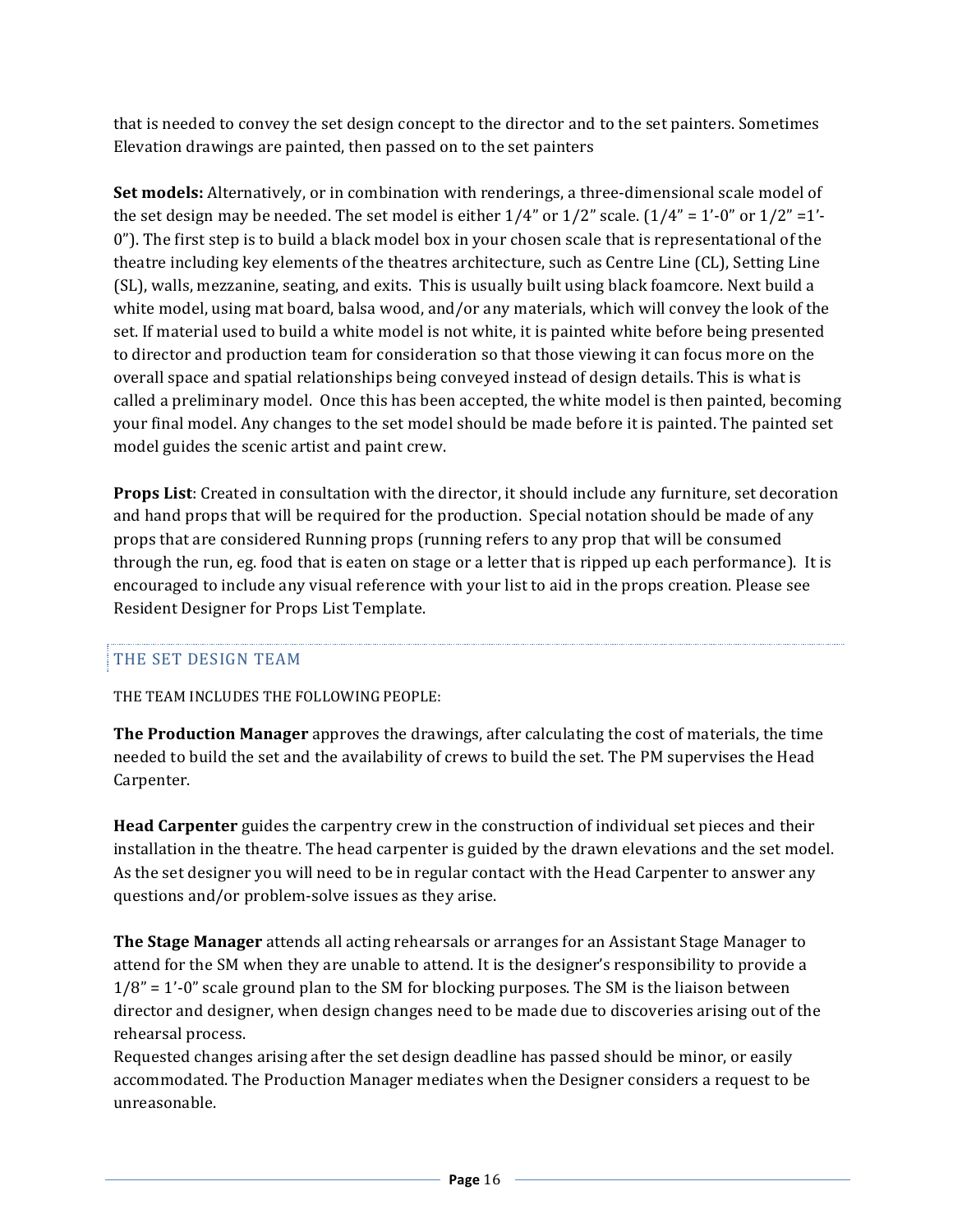that is needed to convey the set design concept to the director and to the set painters. Sometimes Elevation drawings are painted, then passed on to the set painters

**Set models:** Alternatively, or in combination with renderings, a three-dimensional scale model of the set design may be needed. The set model is either 1/4" or 1/2" scale. (1/4" = 1'-0" or 1/2" =1'-0"). The first step is to build a black model box in your chosen scale that is representational of the theatre including key elements of the theatres architecture, such as Centre Line (CL), Setting Line (SL), walls, mezzanine, seating, and exits. This is usually built using black foamcore. Next build a white model, using mat board, balsa wood, and/or any materials, which will convey the look of the set. If material used to build a white model is not white, it is painted white before being presented to director and production team for consideration so that those viewing it can focus more on the overall space and spatial relationships being conveyed instead of design details. This is what is called a preliminary model. Once this has been accepted, the white model is then painted, becoming your final model. Any changes to the set model should be made before it is painted. The painted set model guides the scenic artist and paint crew.

**Props List**: Created in consultation with the director, it should include any furniture, set decoration and hand props that will be required for the production. Special notation should be made of any props that are considered Running props (running refers to any prop that will be consumed through the run, eg. food that is eaten on stage or a letter that is ripped up each performance). It is encouraged to include any visual reference with your list to aid in the props creation. Please see Resident Designer for Props List Template.

## THE SET DESIGN TEAM

THE TEAM INCLUDES THE FOLLOWING PEOPLE:

**The Production Manager** approves the drawings, after calculating the cost of materials, the time needed to build the set and the availability of crews to build the set. The PM supervises the Head Carpenter.

**Head Carpenter** guides the carpentry crew in the construction of individual set pieces and their installation in the theatre. The head carpenter is guided by the drawn elevations and the set model. As the set designer you will need to be in regular contact with the Head Carpenter to answer any questions and/or problem-solve issues as they arise.

**The Stage Manager** attends all acting rehearsals or arranges for an Assistant Stage Manager to attend for the SM when they are unable to attend. It is the designer's responsibility to provide a 1/8" = 1'-0" scale ground plan to the SM for blocking purposes. The SM is the liaison between director and designer, when design changes need to be made due to discoveries arising out of the rehearsal process.

Requested changes arising after the set design deadline has passed should be minor, or easily accommodated. The Production Manager mediates when the Designer considers a request to be unreasonable.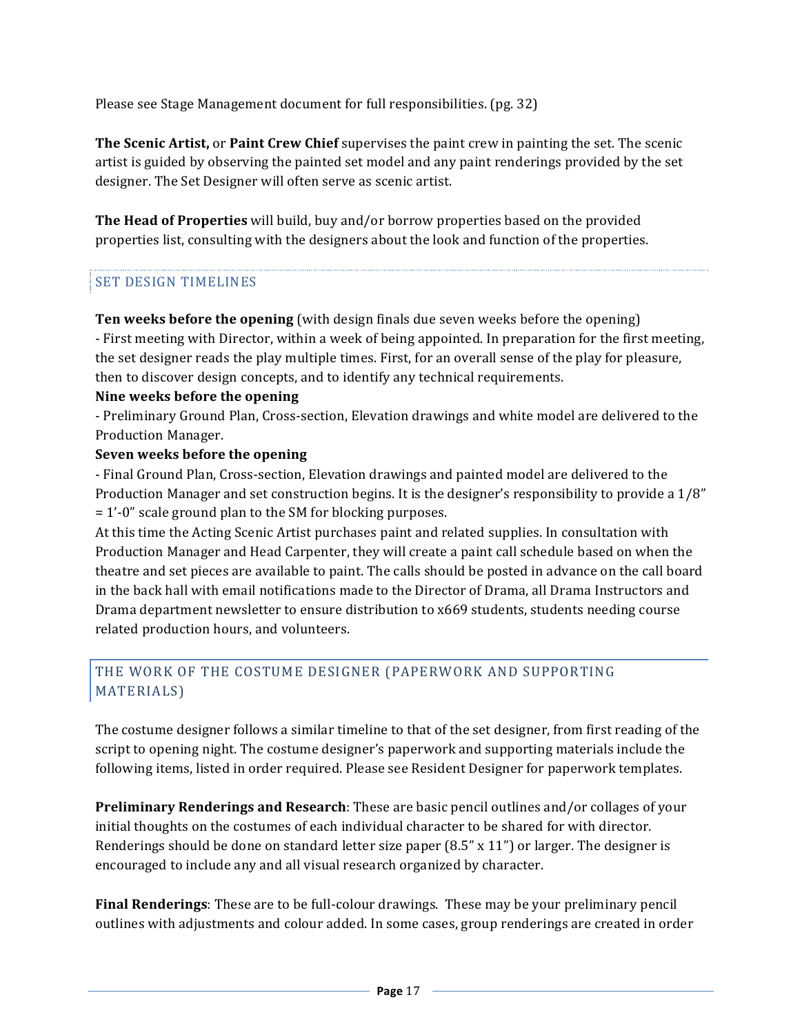Please see Stage Management document for full responsibilities. (pg. 32)

**The Scenic Artist,** or **Paint Crew Chief** supervises the paint crew in painting the set. The scenic artist is guided by observing the painted set model and any paint renderings provided by the set designer. The Set Designer will often serve as scenic artist.

**The Head of Properties** will build, buy and/or borrow properties based on the provided properties list, consulting with the designers about the look and function of the properties.

## SET DESIGN TIMELINES

**Ten weeks before the opening** (with design finals due seven weeks before the opening)
- First meeting with Director, within a week of being appointed. In preparation for the first meeting, the set designer reads the play multiple times. First, for an overall sense of the play for pleasure, then to discover design concepts, and to identify any technical requirements.

**Nine weeks before the opening**
- Preliminary Ground Plan, Cross-section, Elevation drawings and white model are delivered to the Production Manager.

**Seven weeks before the opening**
- Final Ground Plan, Cross-section, Elevation drawings and painted model are delivered to the Production Manager and set construction begins. It is the designer's responsibility to provide a 1/8" = 1'-0" scale ground plan to the SM for blocking purposes.

At this time the Acting Scenic Artist purchases paint and related supplies. In consultation with Production Manager and Head Carpenter, they will create a paint call schedule based on when the theatre and set pieces are available to paint. The calls should be posted in advance on the call board in the back hall with email notifications made to the Director of Drama, all Drama Instructors and Drama department newsletter to ensure distribution to x669 students, students needing course related production hours, and volunteers.

## THE WORK OF THE COSTUME DESIGNER (PAPERWORK AND SUPPORTING MATERIALS)

The costume designer follows a similar timeline to that of the set designer, from first reading of the script to opening night. The costume designer's paperwork and supporting materials include the following items, listed in order required. Please see Resident Designer for paperwork templates.

**Preliminary Renderings and Research**: These are basic pencil outlines and/or collages of your initial thoughts on the costumes of each individual character to be shared for with director. Renderings should be done on standard letter size paper (8.5" x 11") or larger. The designer is encouraged to include any and all visual research organized by character.

**Final Renderings**: These are to be full-colour drawings. These may be your preliminary pencil outlines with adjustments and colour added. In some cases, group renderings are created in order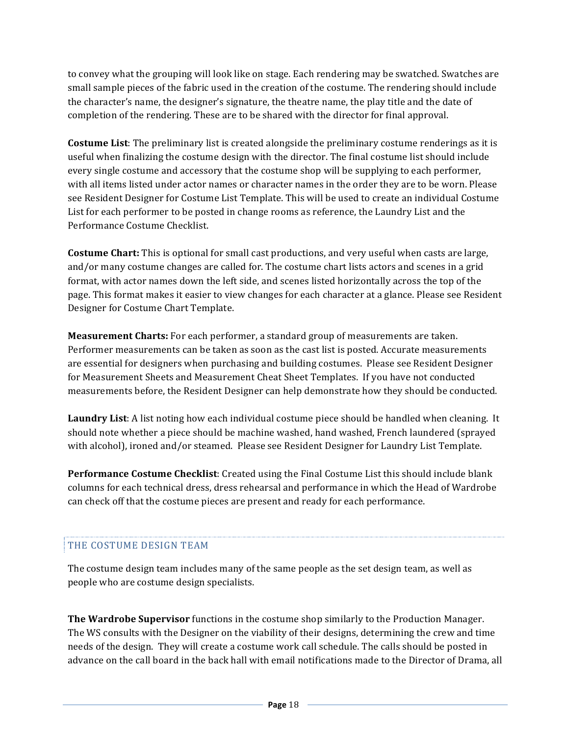to convey what the grouping will look like on stage. Each rendering may be swatched. Swatches are small sample pieces of the fabric used in the creation of the costume. The rendering should include the character's name, the designer's signature, the theatre name, the play title and the date of completion of the rendering. These are to be shared with the director for final approval.

**Costume List**: The preliminary list is created alongside the preliminary costume renderings as it is useful when finalizing the costume design with the director. The final costume list should include every single costume and accessory that the costume shop will be supplying to each performer, with all items listed under actor names or character names in the order they are to be worn. Please see Resident Designer for Costume List Template. This will be used to create an individual Costume List for each performer to be posted in change rooms as reference, the Laundry List and the Performance Costume Checklist.

**Costume Chart:** This is optional for small cast productions, and very useful when casts are large, and/or many costume changes are called for. The costume chart lists actors and scenes in a grid format, with actor names down the left side, and scenes listed horizontally across the top of the page. This format makes it easier to view changes for each character at a glance. Please see Resident Designer for Costume Chart Template.

**Measurement Charts:** For each performer, a standard group of measurements are taken. Performer measurements can be taken as soon as the cast list is posted. Accurate measurements are essential for designers when purchasing and building costumes. Please see Resident Designer for Measurement Sheets and Measurement Cheat Sheet Templates. If you have not conducted measurements before, the Resident Designer can help demonstrate how they should be conducted.

**Laundry List**: A list noting how each individual costume piece should be handled when cleaning. It should note whether a piece should be machine washed, hand washed, French laundered (sprayed with alcohol), ironed and/or steamed. Please see Resident Designer for Laundry List Template.

**Performance Costume Checklist**: Created using the Final Costume List this should include blank columns for each technical dress, dress rehearsal and performance in which the Head of Wardrobe can check off that the costume pieces are present and ready for each performance.

## THE COSTUME DESIGN TEAM

The costume design team includes many of the same people as the set design team, as well as people who are costume design specialists.

**The Wardrobe Supervisor** functions in the costume shop similarly to the Production Manager. The WS consults with the Designer on the viability of their designs, determining the crew and time needs of the design. They will create a costume work call schedule. The calls should be posted in advance on the call board in the back hall with email notifications made to the Director of Drama, all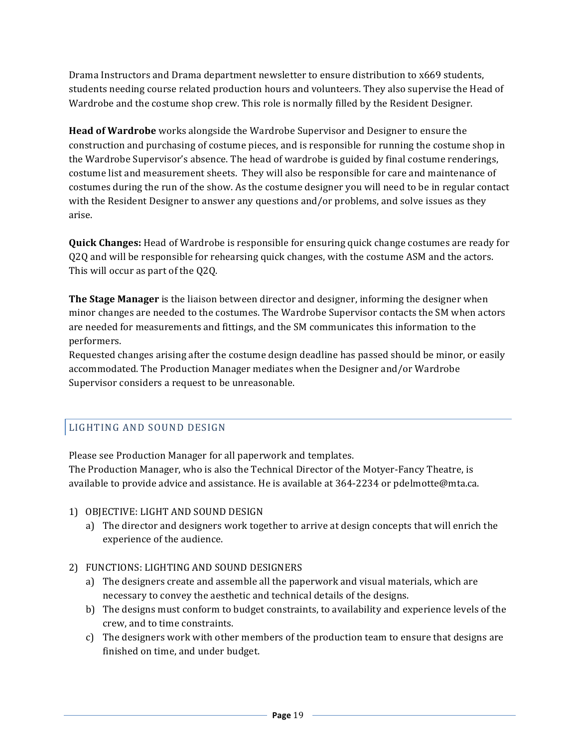Drama Instructors and Drama department newsletter to ensure distribution to x669 students, students needing course related production hours and volunteers. They also supervise the Head of Wardrobe and the costume shop crew. This role is normally filled by the Resident Designer.

**Head of Wardrobe** works alongside the Wardrobe Supervisor and Designer to ensure the construction and purchasing of costume pieces, and is responsible for running the costume shop in the Wardrobe Supervisor's absence. The head of wardrobe is guided by final costume renderings, costume list and measurement sheets. They will also be responsible for care and maintenance of costumes during the run of the show. As the costume designer you will need to be in regular contact with the Resident Designer to answer any questions and/or problems, and solve issues as they arise.

**Quick Changes:** Head of Wardrobe is responsible for ensuring quick change costumes are ready for Q2Q and will be responsible for rehearsing quick changes, with the costume ASM and the actors. This will occur as part of the Q2Q.

**The Stage Manager** is the liaison between director and designer, informing the designer when minor changes are needed to the costumes. The Wardrobe Supervisor contacts the SM when actors are needed for measurements and fittings, and the SM communicates this information to the performers.
Requested changes arising after the costume design deadline has passed should be minor, or easily accommodated. The Production Manager mediates when the Designer and/or Wardrobe Supervisor considers a request to be unreasonable.

## LIGHTING AND SOUND DESIGN

Please see Production Manager for all paperwork and templates.
The Production Manager, who is also the Technical Director of the Motyer-Fancy Theatre, is available to provide advice and assistance. He is available at 364-2234 or pdelmotte@mta.ca.

1) OBJECTIVE: LIGHT AND SOUND DESIGN
   a) The director and designers work together to arrive at design concepts that will enrich the experience of the audience.

2) FUNCTIONS: LIGHTING AND SOUND DESIGNERS
   a) The designers create and assemble all the paperwork and visual materials, which are necessary to convey the aesthetic and technical details of the designs.
   b) The designs must conform to budget constraints, to availability and experience levels of the crew, and to time constraints.
   c) The designers work with other members of the production team to ensure that designs are finished on time, and under budget.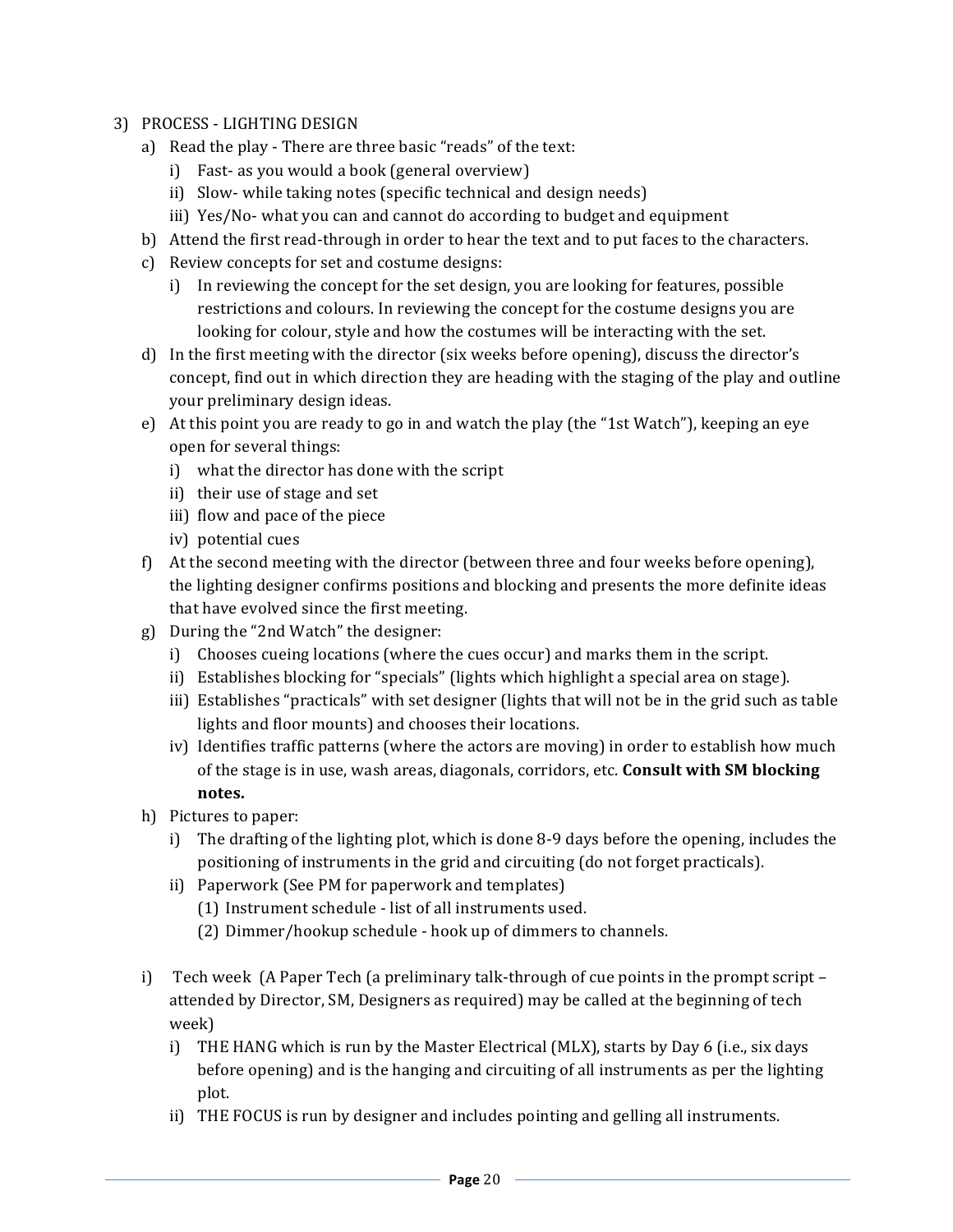3) PROCESS - LIGHTING DESIGN
   a) Read the play - There are three basic "reads" of the text:
      i) Fast- as you would a book (general overview)
      ii) Slow- while taking notes (specific technical and design needs)
      iii) Yes/No- what you can and cannot do according to budget and equipment
   b) Attend the first read-through in order to hear the text and to put faces to the characters.
   c) Review concepts for set and costume designs:
      i) In reviewing the concept for the set design, you are looking for features, possible restrictions and colours. In reviewing the concept for the costume designs you are looking for colour, style and how the costumes will be interacting with the set.
   d) In the first meeting with the director (six weeks before opening), discuss the director's concept, find out in which direction they are heading with the staging of the play and outline your preliminary design ideas.
   e) At this point you are ready to go in and watch the play (the "1st Watch"), keeping an eye open for several things:
      i) what the director has done with the script
      ii) their use of stage and set
      iii) flow and pace of the piece
      iv) potential cues
   f) At the second meeting with the director (between three and four weeks before opening), the lighting designer confirms positions and blocking and presents the more definite ideas that have evolved since the first meeting.
   g) During the "2nd Watch" the designer:
      i) Chooses cueing locations (where the cues occur) and marks them in the script.
      ii) Establishes blocking for "specials" (lights which highlight a special area on stage).
      iii) Establishes "practicals" with set designer (lights that will not be in the grid such as table lights and floor mounts) and chooses their locations.
      iv) Identifies traffic patterns (where the actors are moving) in order to establish how much of the stage is in use, wash areas, diagonals, corridors, etc. **Consult with SM blocking notes.**
   h) Pictures to paper:
      i) The drafting of the lighting plot, which is done 8-9 days before the opening, includes the positioning of instruments in the grid and circuiting (do not forget practicals).
      ii) Paperwork (See PM for paperwork and templates)
         (1) Instrument schedule - list of all instruments used.
         (2) Dimmer/hookup schedule - hook up of dimmers to channels.

   i) Tech week (A Paper Tech (a preliminary talk-through of cue points in the prompt script – attended by Director, SM, Designers as required) may be called at the beginning of tech week)
      i) THE HANG which is run by the Master Electrical (MLX), starts by Day 6 (i.e., six days before opening) and is the hanging and circuiting of all instruments as per the lighting plot.
      ii) THE FOCUS is run by designer and includes pointing and gelling all instruments.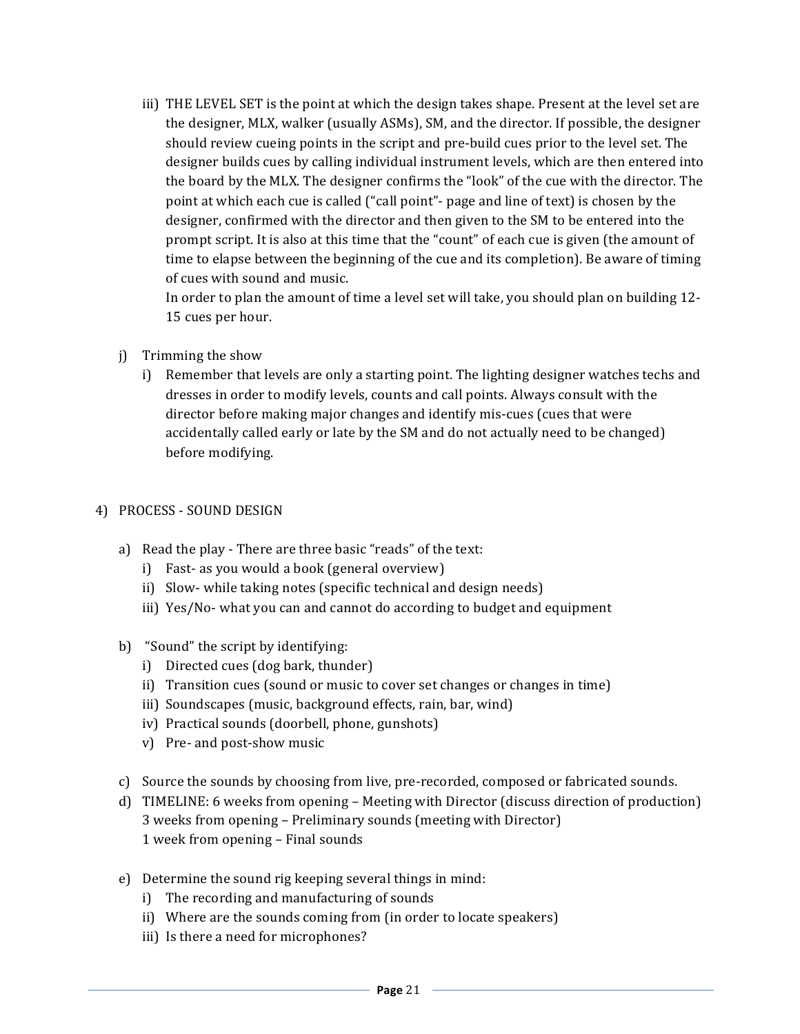iii) THE LEVEL SET is the point at which the design takes shape. Present at the level set are the designer, MLX, walker (usually ASMs), SM, and the director. If possible, the designer should review cueing points in the script and pre-build cues prior to the level set. The designer builds cues by calling individual instrument levels, which are then entered into the board by the MLX. The designer confirms the "look" of the cue with the director. The point at which each cue is called ("call point"- page and line of text) is chosen by the designer, confirmed with the director and then given to the SM to be entered into the prompt script. It is also at this time that the "count" of each cue is given (the amount of time to elapse between the beginning of the cue and its completion). Be aware of timing of cues with sound and music.

In order to plan the amount of time a level set will take, you should plan on building 12-15 cues per hour.

j) Trimming the show
   i) Remember that levels are only a starting point. The lighting designer watches techs and dresses in order to modify levels, counts and call points. Always consult with the director before making major changes and identify mis-cues (cues that were accidentally called early or late by the SM and do not actually need to be changed) before modifying.

4) PROCESS - SOUND DESIGN

a) Read the play - There are three basic "reads" of the text:
   i) Fast- as you would a book (general overview)
   ii) Slow- while taking notes (specific technical and design needs)
   iii) Yes/No- what you can and cannot do according to budget and equipment

b) "Sound" the script by identifying:
   i) Directed cues (dog bark, thunder)
   ii) Transition cues (sound or music to cover set changes or changes in time)
   iii) Soundscapes (music, background effects, rain, bar, wind)
   iv) Practical sounds (doorbell, phone, gunshots)
   v) Pre- and post-show music

c) Source the sounds by choosing from live, pre-recorded, composed or fabricated sounds.

d) TIMELINE: 6 weeks from opening – Meeting with Director (discuss direction of production)
   3 weeks from opening – Preliminary sounds (meeting with Director)
   1 week from opening – Final sounds

e) Determine the sound rig keeping several things in mind:
   i) The recording and manufacturing of sounds
   ii) Where are the sounds coming from (in order to locate speakers)
   iii) Is there a need for microphones?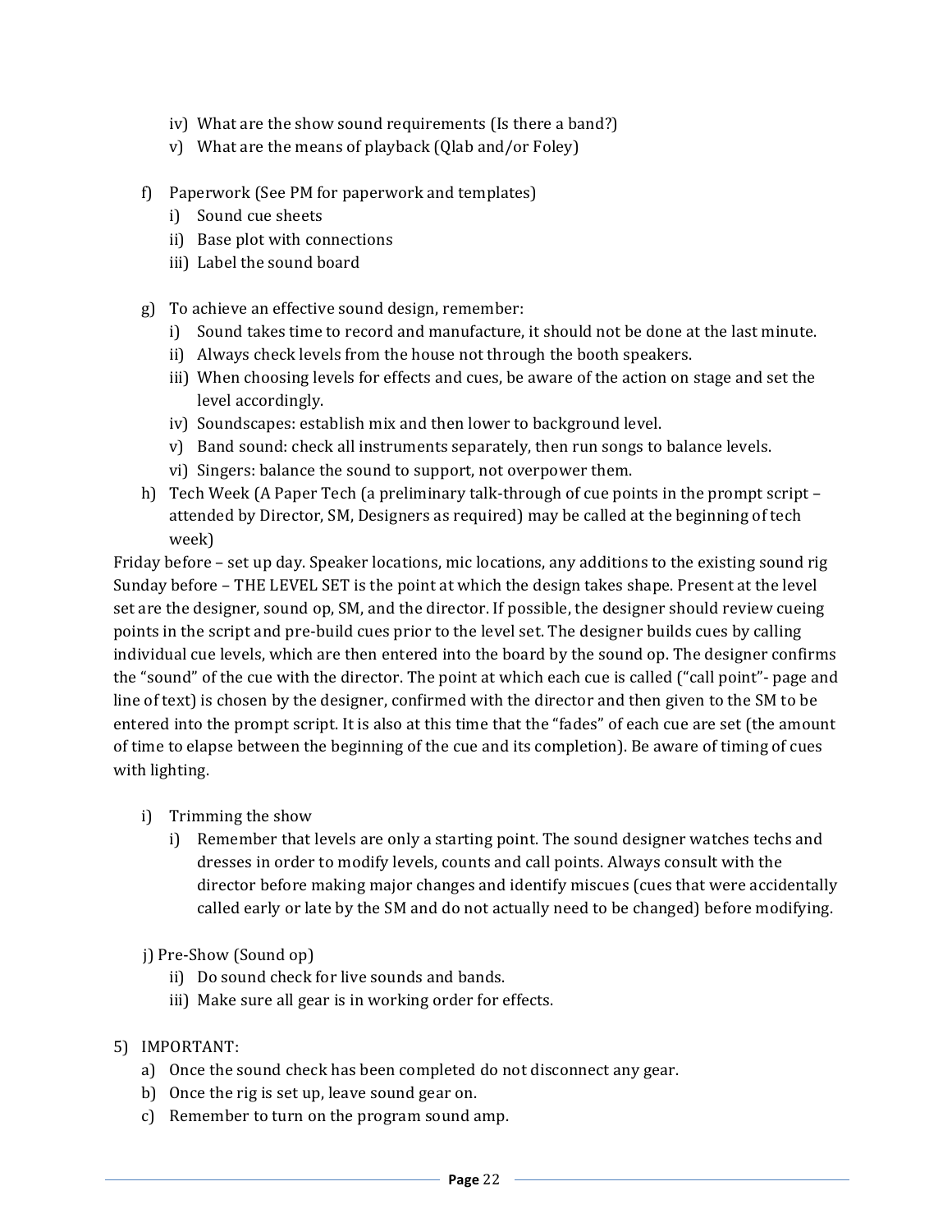- iv) What are the show sound requirements (Is there a band?)
   - v) What are the means of playback (Qlab and/or Foley)

- f) Paperwork (See PM for paperwork and templates)
   - i) Sound cue sheets
   - ii) Base plot with connections
   - iii) Label the sound board

- g) To achieve an effective sound design, remember:
   - i) Sound takes time to record and manufacture, it should not be done at the last minute.
   - ii) Always check levels from the house not through the booth speakers.
   - iii) When choosing levels for effects and cues, be aware of the action on stage and set the level accordingly.
   - iv) Soundscapes: establish mix and then lower to background level.
   - v) Band sound: check all instruments separately, then run songs to balance levels.
   - vi) Singers: balance the sound to support, not overpower them.
- h) Tech Week (A Paper Tech (a preliminary talk-through of cue points in the prompt script – attended by Director, SM, Designers as required) may be called at the beginning of tech week)

Friday before – set up day. Speaker locations, mic locations, any additions to the existing sound rig
Sunday before – THE LEVEL SET is the point at which the design takes shape. Present at the level set are the designer, sound op, SM, and the director. If possible, the designer should review cueing points in the script and pre-build cues prior to the level set. The designer builds cues by calling individual cue levels, which are then entered into the board by the sound op. The designer confirms the "sound" of the cue with the director. The point at which each cue is called ("call point"- page and line of text) is chosen by the designer, confirmed with the director and then given to the SM to be entered into the prompt script. It is also at this time that the "fades" of each cue are set (the amount of time to elapse between the beginning of the cue and its completion). Be aware of timing of cues with lighting.

- i) Trimming the show
   - i) Remember that levels are only a starting point. The sound designer watches techs and dresses in order to modify levels, counts and call points. Always consult with the director before making major changes and identify miscues (cues that were accidentally called early or late by the SM and do not actually need to be changed) before modifying.

- j) Pre-Show (Sound op)
   - ii) Do sound check for live sounds and bands.
   - iii) Make sure all gear is in working order for effects.

5) IMPORTANT:
   - a) Once the sound check has been completed do not disconnect any gear.
   - b) Once the rig is set up, leave sound gear on.
   - c) Remember to turn on the program sound amp.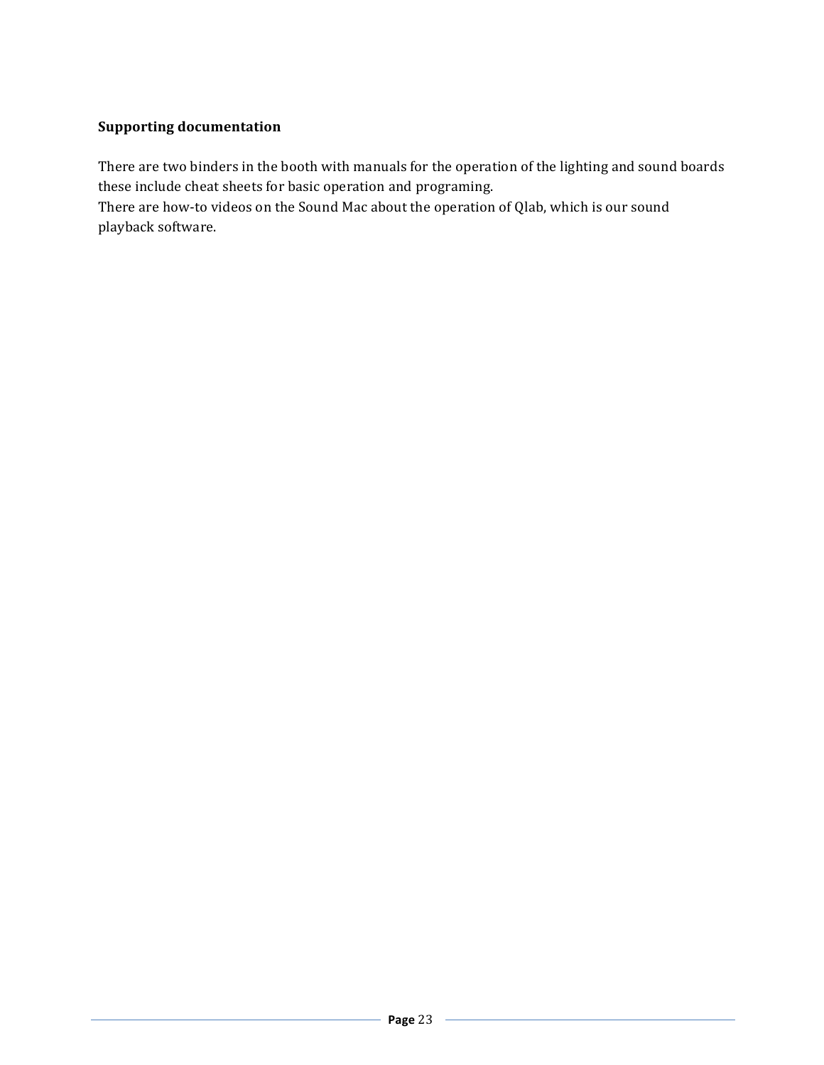**Supporting documentation**

There are two binders in the booth with manuals for the operation of the lighting and sound boards these include cheat sheets for basic operation and programing.
There are how-to videos on the Sound Mac about the operation of Qlab, which is our sound playback software.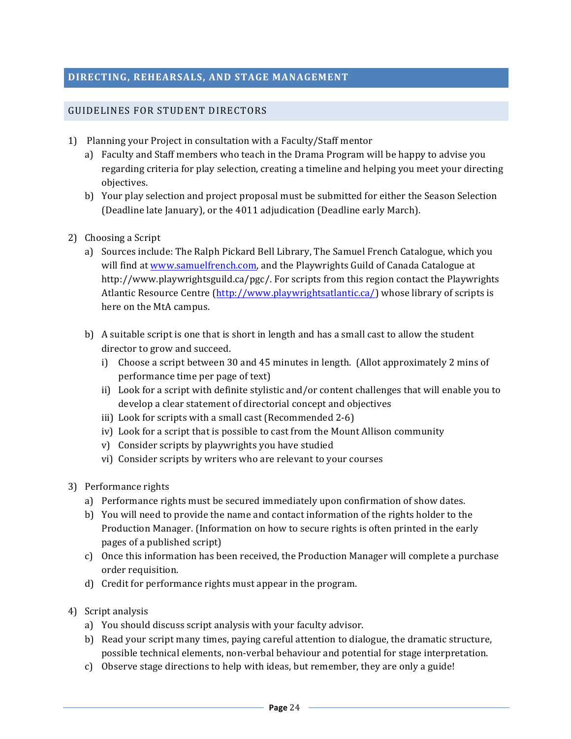## DIRECTING, REHEARSALS, AND STAGE MANAGEMENT

### GUIDELINES FOR STUDENT DIRECTORS

1) Planning your Project in consultation with a Faculty/Staff mentor
   a) Faculty and Staff members who teach in the Drama Program will be happy to advise you regarding criteria for play selection, creating a timeline and helping you meet your directing objectives.
   b) Your play selection and project proposal must be submitted for either the Season Selection (Deadline late January), or the 4011 adjudication (Deadline early March).

2) Choosing a Script
   a) Sources include: The Ralph Pickard Bell Library, The Samuel French Catalogue, which you will find at [www.samuelfrench.com](www.samuelfrench.com), and the Playwrights Guild of Canada Catalogue at http://www.playwrightsguild.ca/pgc/. For scripts from this region contact the Playwrights Atlantic Resource Centre ([http://www.playwrightsatlantic.ca/](http://www.playwrightsatlantic.ca/)) whose library of scripts is here on the MtA campus.
   b) A suitable script is one that is short in length and has a small cast to allow the student director to grow and succeed.
      i) Choose a script between 30 and 45 minutes in length. (Allot approximately 2 mins of performance time per page of text)
      ii) Look for a script with definite stylistic and/or content challenges that will enable you to develop a clear statement of directorial concept and objectives
      iii) Look for scripts with a small cast (Recommended 2-6)
      iv) Look for a script that is possible to cast from the Mount Allison community
      v) Consider scripts by playwrights you have studied
      vi) Consider scripts by writers who are relevant to your courses

3) Performance rights
   a) Performance rights must be secured immediately upon confirmation of show dates.
   b) You will need to provide the name and contact information of the rights holder to the Production Manager. (Information on how to secure rights is often printed in the early pages of a published script)
   c) Once this information has been received, the Production Manager will complete a purchase order requisition.
   d) Credit for performance rights must appear in the program.

4) Script analysis
   a) You should discuss script analysis with your faculty advisor.
   b) Read your script many times, paying careful attention to dialogue, the dramatic structure, possible technical elements, non-verbal behaviour and potential for stage interpretation.
   c) Observe stage directions to help with ideas, but remember, they are only a guide!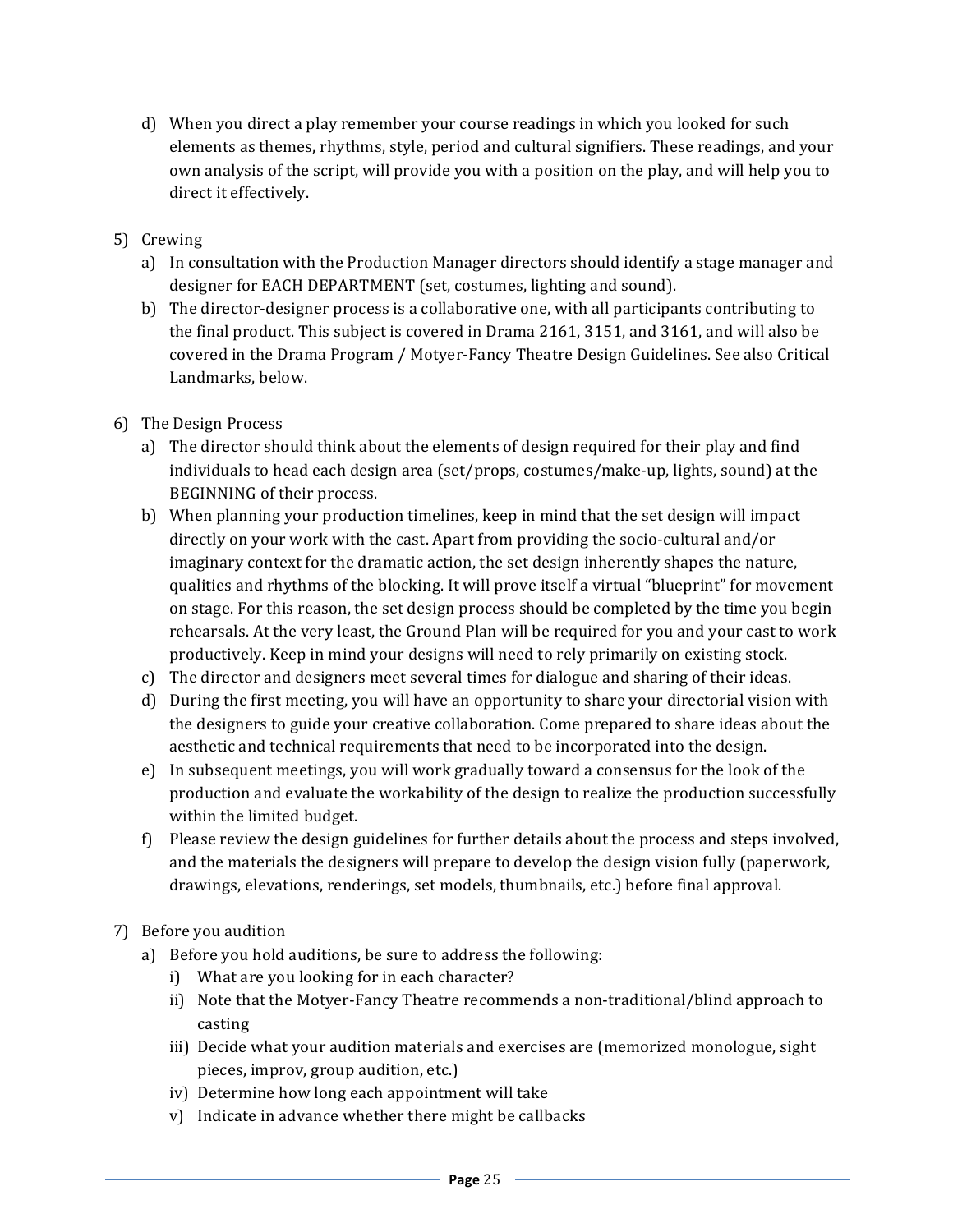d) When you direct a play remember your course readings in which you looked for such elements as themes, rhythms, style, period and cultural signifiers. These readings, and your own analysis of the script, will provide you with a position on the play, and will help you to direct it effectively.

5) Crewing
   a) In consultation with the Production Manager directors should identify a stage manager and designer for EACH DEPARTMENT (set, costumes, lighting and sound).
   b) The director-designer process is a collaborative one, with all participants contributing to the final product. This subject is covered in Drama 2161, 3151, and 3161, and will also be covered in the Drama Program / Motyer-Fancy Theatre Design Guidelines. See also Critical Landmarks, below.

6) The Design Process
   a) The director should think about the elements of design required for their play and find individuals to head each design area (set/props, costumes/make-up, lights, sound) at the BEGINNING of their process.
   b) When planning your production timelines, keep in mind that the set design will impact directly on your work with the cast. Apart from providing the socio-cultural and/or imaginary context for the dramatic action, the set design inherently shapes the nature, qualities and rhythms of the blocking. It will prove itself a virtual "blueprint" for movement on stage. For this reason, the set design process should be completed by the time you begin rehearsals. At the very least, the Ground Plan will be required for you and your cast to work productively. Keep in mind your designs will need to rely primarily on existing stock.
   c) The director and designers meet several times for dialogue and sharing of their ideas.
   d) During the first meeting, you will have an opportunity to share your directorial vision with the designers to guide your creative collaboration. Come prepared to share ideas about the aesthetic and technical requirements that need to be incorporated into the design.
   e) In subsequent meetings, you will work gradually toward a consensus for the look of the production and evaluate the workability of the design to realize the production successfully within the limited budget.
   f) Please review the design guidelines for further details about the process and steps involved, and the materials the designers will prepare to develop the design vision fully (paperwork, drawings, elevations, renderings, set models, thumbnails, etc.) before final approval.

7) Before you audition
   a) Before you hold auditions, be sure to address the following:
      i) What are you looking for in each character?
      ii) Note that the Motyer-Fancy Theatre recommends a non-traditional/blind approach to casting
      iii) Decide what your audition materials and exercises are (memorized monologue, sight pieces, improv, group audition, etc.)
      iv) Determine how long each appointment will take
      v) Indicate in advance whether there might be callbacks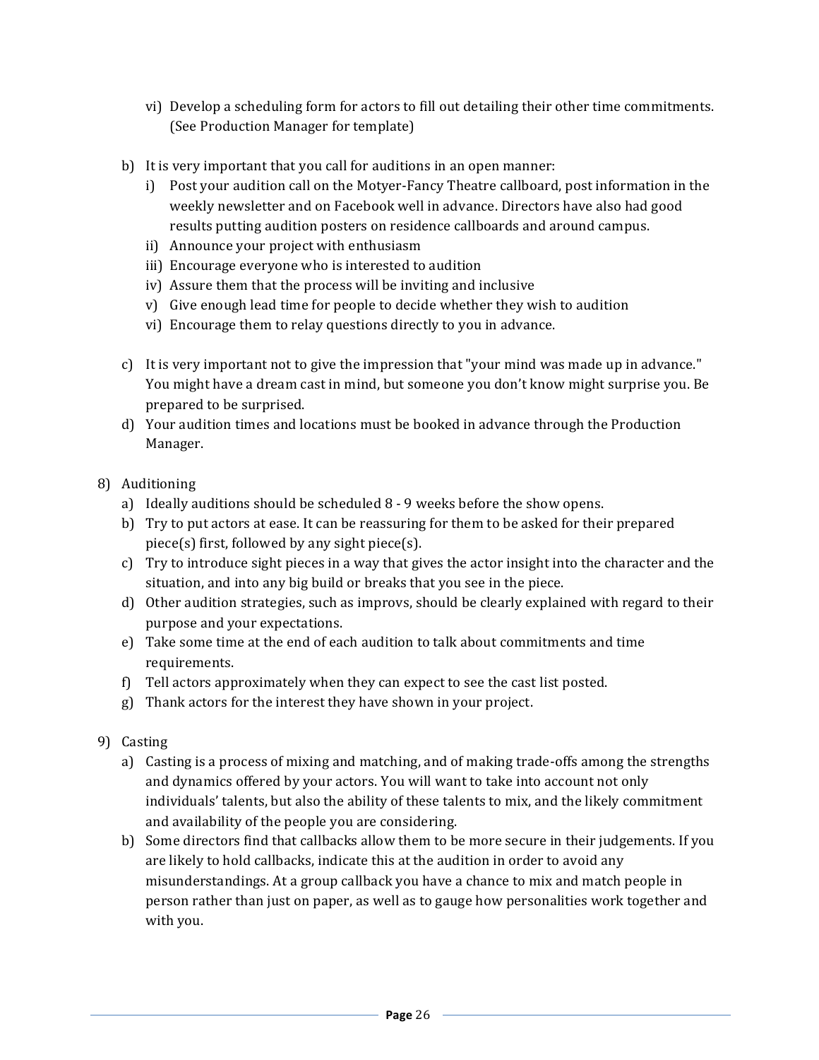vi) Develop a scheduling form for actors to fill out detailing their other time commitments. (See Production Manager for template)

b) It is very important that you call for auditions in an open manner:
   i) Post your audition call on the Motyer-Fancy Theatre callboard, post information in the weekly newsletter and on Facebook well in advance. Directors have also had good results putting audition posters on residence callboards and around campus.
   ii) Announce your project with enthusiasm
   iii) Encourage everyone who is interested to audition
   iv) Assure them that the process will be inviting and inclusive
   v) Give enough lead time for people to decide whether they wish to audition
   vi) Encourage them to relay questions directly to you in advance.

c) It is very important not to give the impression that "your mind was made up in advance." You might have a dream cast in mind, but someone you don't know might surprise you. Be prepared to be surprised.

d) Your audition times and locations must be booked in advance through the Production Manager.

8) Auditioning
   a) Ideally auditions should be scheduled 8 - 9 weeks before the show opens.
   b) Try to put actors at ease. It can be reassuring for them to be asked for their prepared piece(s) first, followed by any sight piece(s).
   c) Try to introduce sight pieces in a way that gives the actor insight into the character and the situation, and into any big build or breaks that you see in the piece.
   d) Other audition strategies, such as improvs, should be clearly explained with regard to their purpose and your expectations.
   e) Take some time at the end of each audition to talk about commitments and time requirements.
   f) Tell actors approximately when they can expect to see the cast list posted.
   g) Thank actors for the interest they have shown in your project.

9) Casting
   a) Casting is a process of mixing and matching, and of making trade-offs among the strengths and dynamics offered by your actors. You will want to take into account not only individuals' talents, but also the ability of these talents to mix, and the likely commitment and availability of the people you are considering.
   b) Some directors find that callbacks allow them to be more secure in their judgements. If you are likely to hold callbacks, indicate this at the audition in order to avoid any misunderstandings. At a group callback you have a chance to mix and match people in person rather than just on paper, as well as to gauge how personalities work together and with you.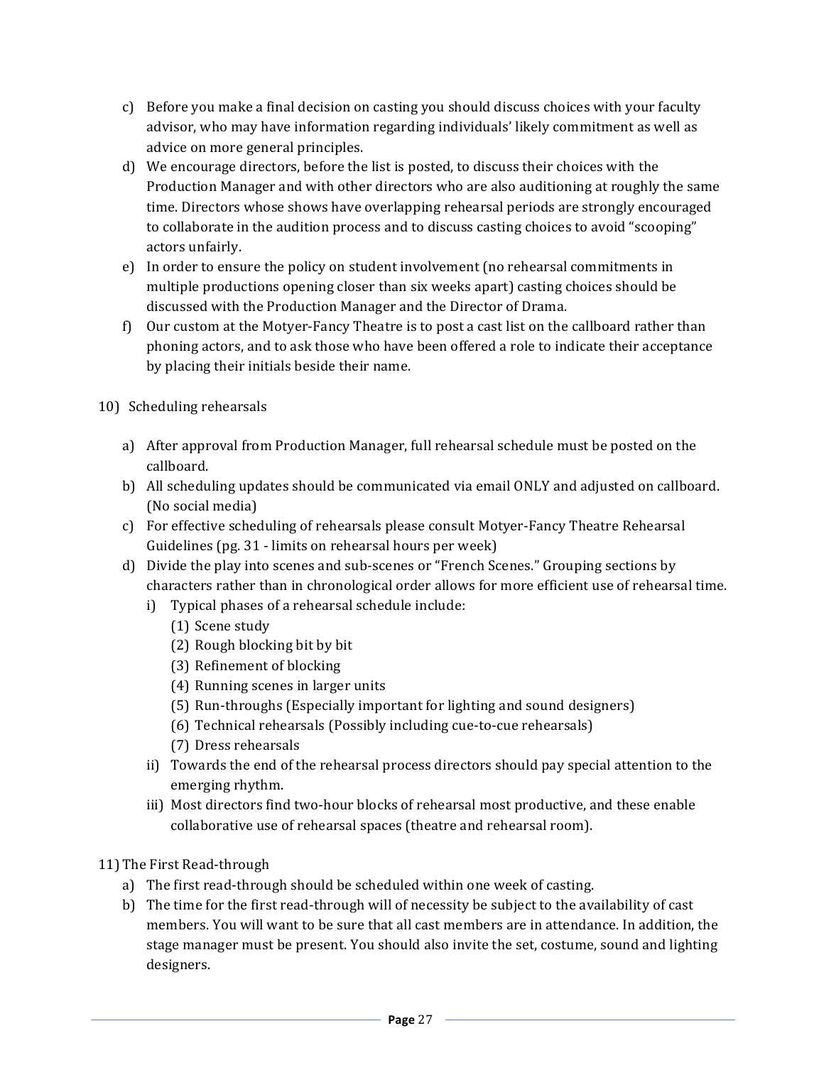c) Before you make a final decision on casting you should discuss choices with your faculty advisor, who may have information regarding individuals' likely commitment as well as advice on more general principles.

d) We encourage directors, before the list is posted, to discuss their choices with the Production Manager and with other directors who are also auditioning at roughly the same time. Directors whose shows have overlapping rehearsal periods are strongly encouraged to collaborate in the audition process and to discuss casting choices to avoid "scooping" actors unfairly.

e) In order to ensure the policy on student involvement (no rehearsal commitments in multiple productions opening closer than six weeks apart) casting choices should be discussed with the Production Manager and the Director of Drama.

f) Our custom at the Motyer-Fancy Theatre is to post a cast list on the callboard rather than phoning actors, and to ask those who have been offered a role to indicate their acceptance by placing their initials beside their name.

10) Scheduling rehearsals

a) After approval from Production Manager, full rehearsal schedule must be posted on the callboard.

b) All scheduling updates should be communicated via email ONLY and adjusted on callboard. (No social media)

c) For effective scheduling of rehearsals please consult Motyer-Fancy Theatre Rehearsal Guidelines (pg. 31 - limits on rehearsal hours per week)

d) Divide the play into scenes and sub-scenes or "French Scenes." Grouping sections by characters rather than in chronological order allows for more efficient use of rehearsal time.

   i) Typical phases of a rehearsal schedule include:

      (1) Scene study
      (2) Rough blocking bit by bit
      (3) Refinement of blocking
      (4) Running scenes in larger units
      (5) Run-throughs (Especially important for lighting and sound designers)
      (6) Technical rehearsals (Possibly including cue-to-cue rehearsals)
      (7) Dress rehearsals

   ii) Towards the end of the rehearsal process directors should pay special attention to the emerging rhythm.

   iii) Most directors find two-hour blocks of rehearsal most productive, and these enable collaborative use of rehearsal spaces (theatre and rehearsal room).

11) The First Read-through

a) The first read-through should be scheduled within one week of casting.

b) The time for the first read-through will of necessity be subject to the availability of cast members. You will want to be sure that all cast members are in attendance. In addition, the stage manager must be present. You should also invite the set, costume, sound and lighting designers.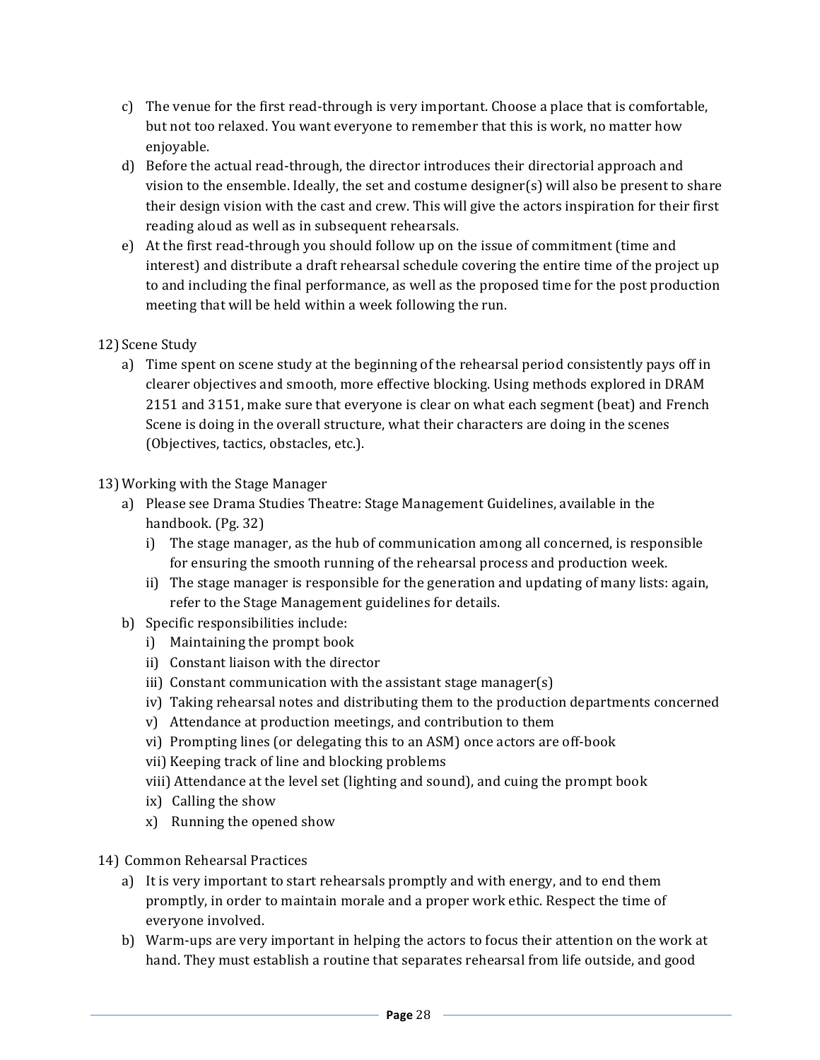c) The venue for the first read-through is very important. Choose a place that is comfortable, but not too relaxed. You want everyone to remember that this is work, no matter how enjoyable.

d) Before the actual read-through, the director introduces their directorial approach and vision to the ensemble. Ideally, the set and costume designer(s) will also be present to share their design vision with the cast and crew. This will give the actors inspiration for their first reading aloud as well as in subsequent rehearsals.

e) At the first read-through you should follow up on the issue of commitment (time and interest) and distribute a draft rehearsal schedule covering the entire time of the project up to and including the final performance, as well as the proposed time for the post production meeting that will be held within a week following the run.

12) Scene Study

a) Time spent on scene study at the beginning of the rehearsal period consistently pays off in clearer objectives and smooth, more effective blocking. Using methods explored in DRAM 2151 and 3151, make sure that everyone is clear on what each segment (beat) and French Scene is doing in the overall structure, what their characters are doing in the scenes (Objectives, tactics, obstacles, etc.).

13) Working with the Stage Manager

a) Please see Drama Studies Theatre: Stage Management Guidelines, available in the handbook. (Pg. 32)
   i) The stage manager, as the hub of communication among all concerned, is responsible for ensuring the smooth running of the rehearsal process and production week.
   ii) The stage manager is responsible for the generation and updating of many lists: again, refer to the Stage Management guidelines for details.

b) Specific responsibilities include:
   i) Maintaining the prompt book
   ii) Constant liaison with the director
   iii) Constant communication with the assistant stage manager(s)
   iv) Taking rehearsal notes and distributing them to the production departments concerned
   v) Attendance at production meetings, and contribution to them
   vi) Prompting lines (or delegating this to an ASM) once actors are off-book
   vii) Keeping track of line and blocking problems
   viii) Attendance at the level set (lighting and sound), and cuing the prompt book
   ix) Calling the show
   x) Running the opened show

14) Common Rehearsal Practices

a) It is very important to start rehearsals promptly and with energy, and to end them promptly, in order to maintain morale and a proper work ethic. Respect the time of everyone involved.

b) Warm-ups are very important in helping the actors to focus their attention on the work at hand. They must establish a routine that separates rehearsal from life outside, and good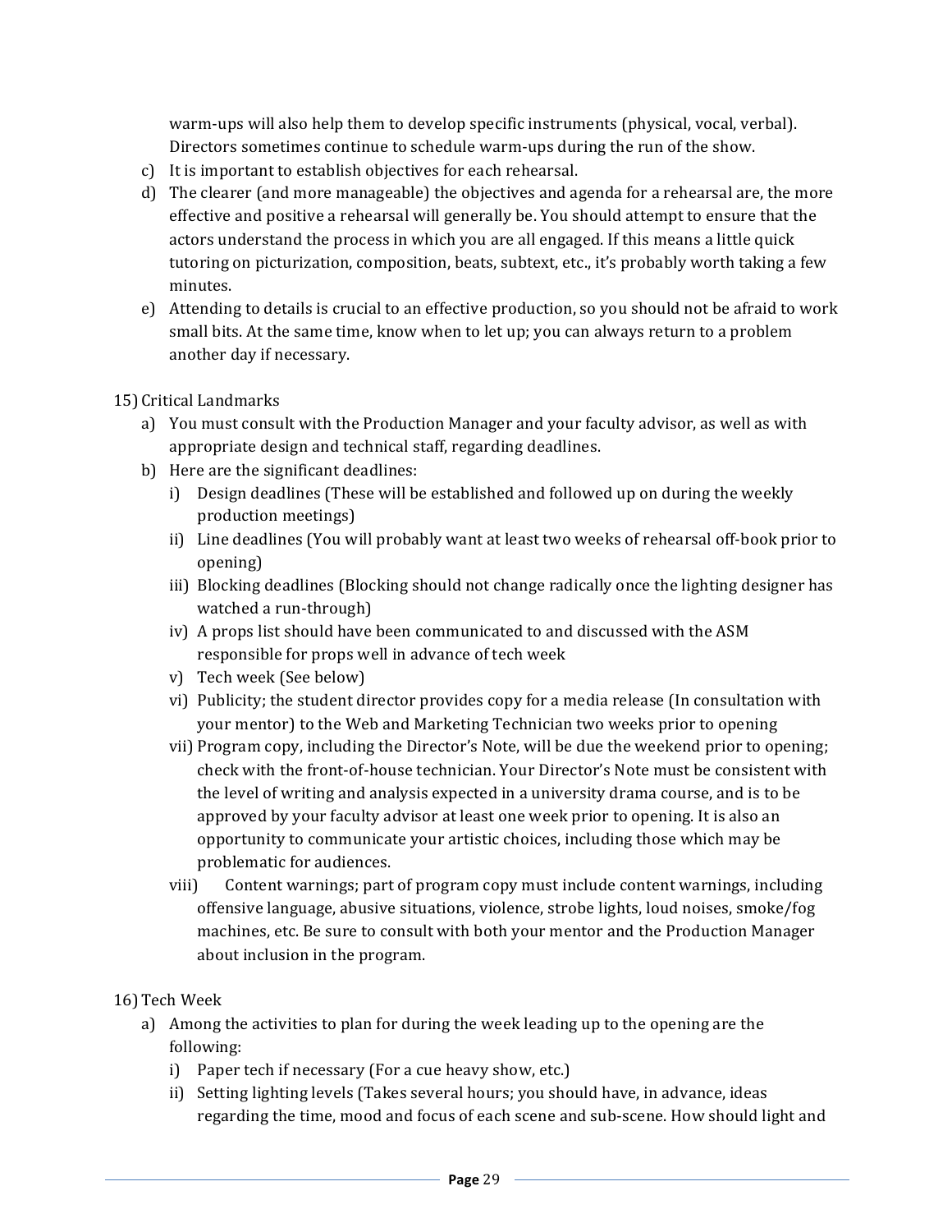warm-ups will also help them to develop specific instruments (physical, vocal, verbal). Directors sometimes continue to schedule warm-ups during the run of the show.

c) It is important to establish objectives for each rehearsal.

d) The clearer (and more manageable) the objectives and agenda for a rehearsal are, the more effective and positive a rehearsal will generally be. You should attempt to ensure that the actors understand the process in which you are all engaged. If this means a little quick tutoring on picturization, composition, beats, subtext, etc., it's probably worth taking a few minutes.

e) Attending to details is crucial to an effective production, so you should not be afraid to work small bits. At the same time, know when to let up; you can always return to a problem another day if necessary.

15) Critical Landmarks

a) You must consult with the Production Manager and your faculty advisor, as well as with appropriate design and technical staff, regarding deadlines.

b) Here are the significant deadlines:

i) Design deadlines (These will be established and followed up on during the weekly production meetings)

ii) Line deadlines (You will probably want at least two weeks of rehearsal off-book prior to opening)

iii) Blocking deadlines (Blocking should not change radically once the lighting designer has watched a run-through)

iv) A props list should have been communicated to and discussed with the ASM responsible for props well in advance of tech week

v) Tech week (See below)

vi) Publicity; the student director provides copy for a media release (In consultation with your mentor) to the Web and Marketing Technician two weeks prior to opening

vii) Program copy, including the Director's Note, will be due the weekend prior to opening; check with the front-of-house technician. Your Director's Note must be consistent with the level of writing and analysis expected in a university drama course, and is to be approved by your faculty advisor at least one week prior to opening. It is also an opportunity to communicate your artistic choices, including those which may be problematic for audiences.

viii) Content warnings; part of program copy must include content warnings, including offensive language, abusive situations, violence, strobe lights, loud noises, smoke/fog machines, etc. Be sure to consult with both your mentor and the Production Manager about inclusion in the program.

16) Tech Week

a) Among the activities to plan for during the week leading up to the opening are the following:

i) Paper tech if necessary (For a cue heavy show, etc.)

ii) Setting lighting levels (Takes several hours; you should have, in advance, ideas regarding the time, mood and focus of each scene and sub-scene. How should light and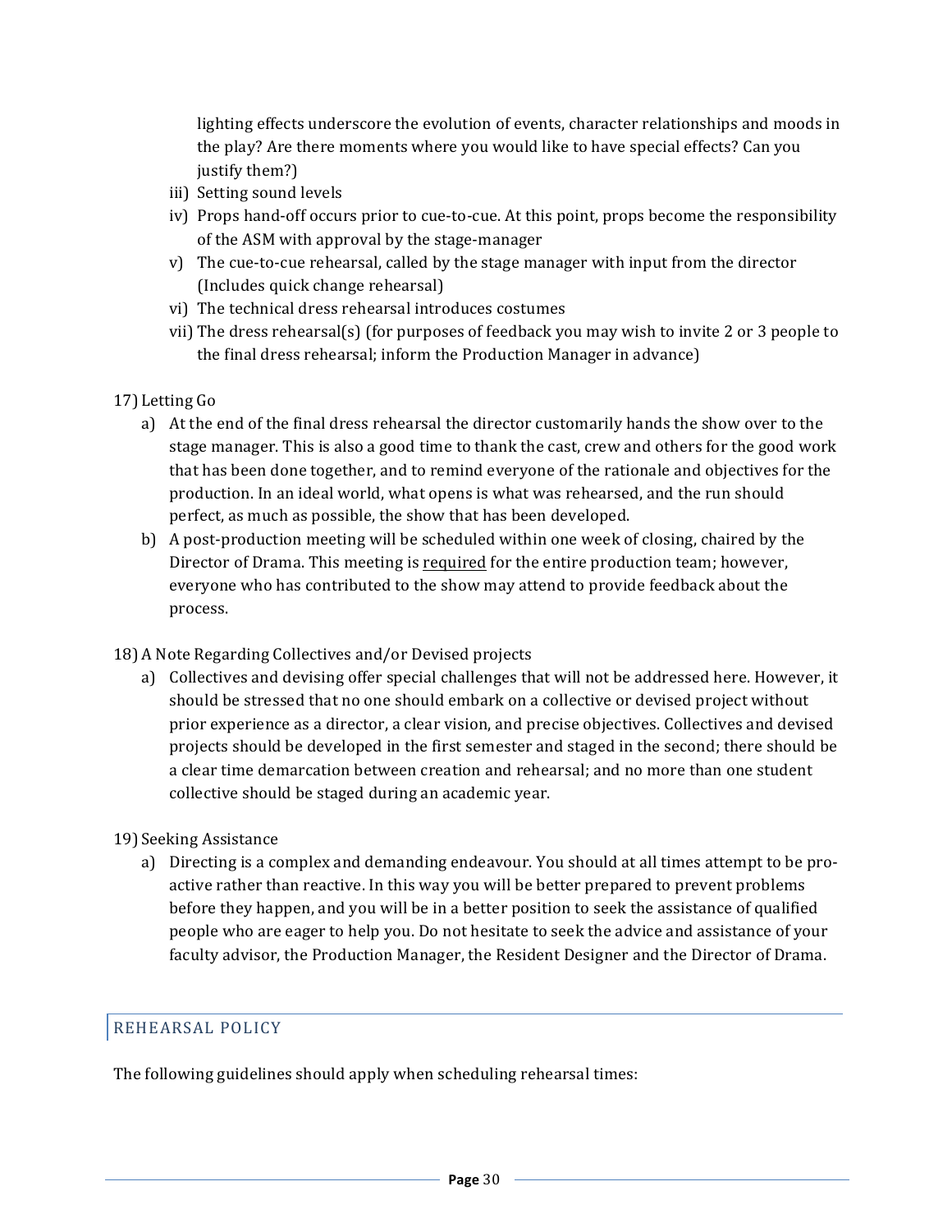lighting effects underscore the evolution of events, character relationships and moods in the play? Are there moments where you would like to have special effects? Can you justify them?)

iii) Setting sound levels

iv) Props hand-off occurs prior to cue-to-cue. At this point, props become the responsibility of the ASM with approval by the stage-manager

v) The cue-to-cue rehearsal, called by the stage manager with input from the director (Includes quick change rehearsal)

vi) The technical dress rehearsal introduces costumes

vii) The dress rehearsal(s) (for purposes of feedback you may wish to invite 2 or 3 people to the final dress rehearsal; inform the Production Manager in advance)

17) Letting Go

a) At the end of the final dress rehearsal the director customarily hands the show over to the stage manager. This is also a good time to thank the cast, crew and others for the good work that has been done together, and to remind everyone of the rationale and objectives for the production. In an ideal world, what opens is what was rehearsed, and the run should perfect, as much as possible, the show that has been developed.

b) A post-production meeting will be scheduled within one week of closing, chaired by the Director of Drama. This meeting is <u>required</u> for the entire production team; however, everyone who has contributed to the show may attend to provide feedback about the process.

18) A Note Regarding Collectives and/or Devised projects

a) Collectives and devising offer special challenges that will not be addressed here. However, it should be stressed that no one should embark on a collective or devised project without prior experience as a director, a clear vision, and precise objectives. Collectives and devised projects should be developed in the first semester and staged in the second; there should be a clear time demarcation between creation and rehearsal; and no more than one student collective should be staged during an academic year.

19) Seeking Assistance

a) Directing is a complex and demanding endeavour. You should at all times attempt to be pro-active rather than reactive. In this way you will be better prepared to prevent problems before they happen, and you will be in a better position to seek the assistance of qualified people who are eager to help you. Do not hesitate to seek the advice and assistance of your faculty advisor, the Production Manager, the Resident Designer and the Director of Drama.

## REHEARSAL POLICY

The following guidelines should apply when scheduling rehearsal times: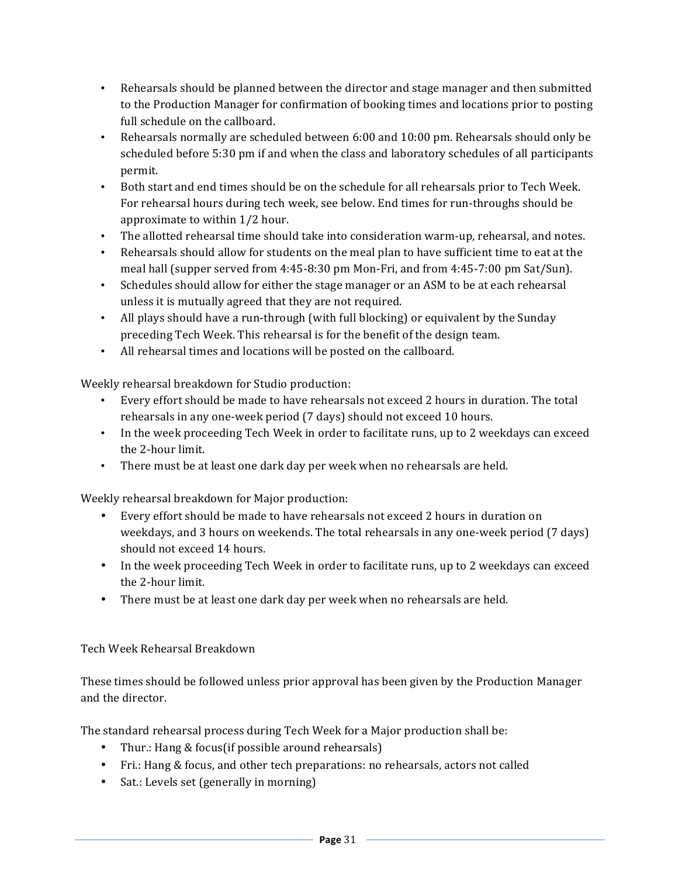- Rehearsals should be planned between the director and stage manager and then submitted to the Production Manager for confirmation of booking times and locations prior to posting full schedule on the callboard.
- Rehearsals normally are scheduled between 6:00 and 10:00 pm. Rehearsals should only be scheduled before 5:30 pm if and when the class and laboratory schedules of all participants permit.
- Both start and end times should be on the schedule for all rehearsals prior to Tech Week. For rehearsal hours during tech week, see below. End times for run-throughs should be approximate to within 1/2 hour.
- The allotted rehearsal time should take into consideration warm-up, rehearsal, and notes.
- Rehearsals should allow for students on the meal plan to have sufficient time to eat at the meal hall (supper served from 4:45-8:30 pm Mon-Fri, and from 4:45-7:00 pm Sat/Sun).
- Schedules should allow for either the stage manager or an ASM to be at each rehearsal unless it is mutually agreed that they are not required.
- All plays should have a run-through (with full blocking) or equivalent by the Sunday preceding Tech Week. This rehearsal is for the benefit of the design team.
- All rehearsal times and locations will be posted on the callboard.

Weekly rehearsal breakdown for Studio production:

- Every effort should be made to have rehearsals not exceed 2 hours in duration. The total rehearsals in any one-week period (7 days) should not exceed 10 hours.
- In the week proceeding Tech Week in order to facilitate runs, up to 2 weekdays can exceed the 2-hour limit.
- There must be at least one dark day per week when no rehearsals are held.

Weekly rehearsal breakdown for Major production:

- Every effort should be made to have rehearsals not exceed 2 hours in duration on weekdays, and 3 hours on weekends. The total rehearsals in any one-week period (7 days) should not exceed 14 hours.
- In the week proceeding Tech Week in order to facilitate runs, up to 2 weekdays can exceed the 2-hour limit.
- There must be at least one dark day per week when no rehearsals are held.

Tech Week Rehearsal Breakdown

These times should be followed unless prior approval has been given by the Production Manager and the director.

The standard rehearsal process during Tech Week for a Major production shall be:

- Thur.: Hang & focus(if possible around rehearsals)
- Fri.: Hang & focus, and other tech preparations: no rehearsals, actors not called
- Sat.: Levels set (generally in morning)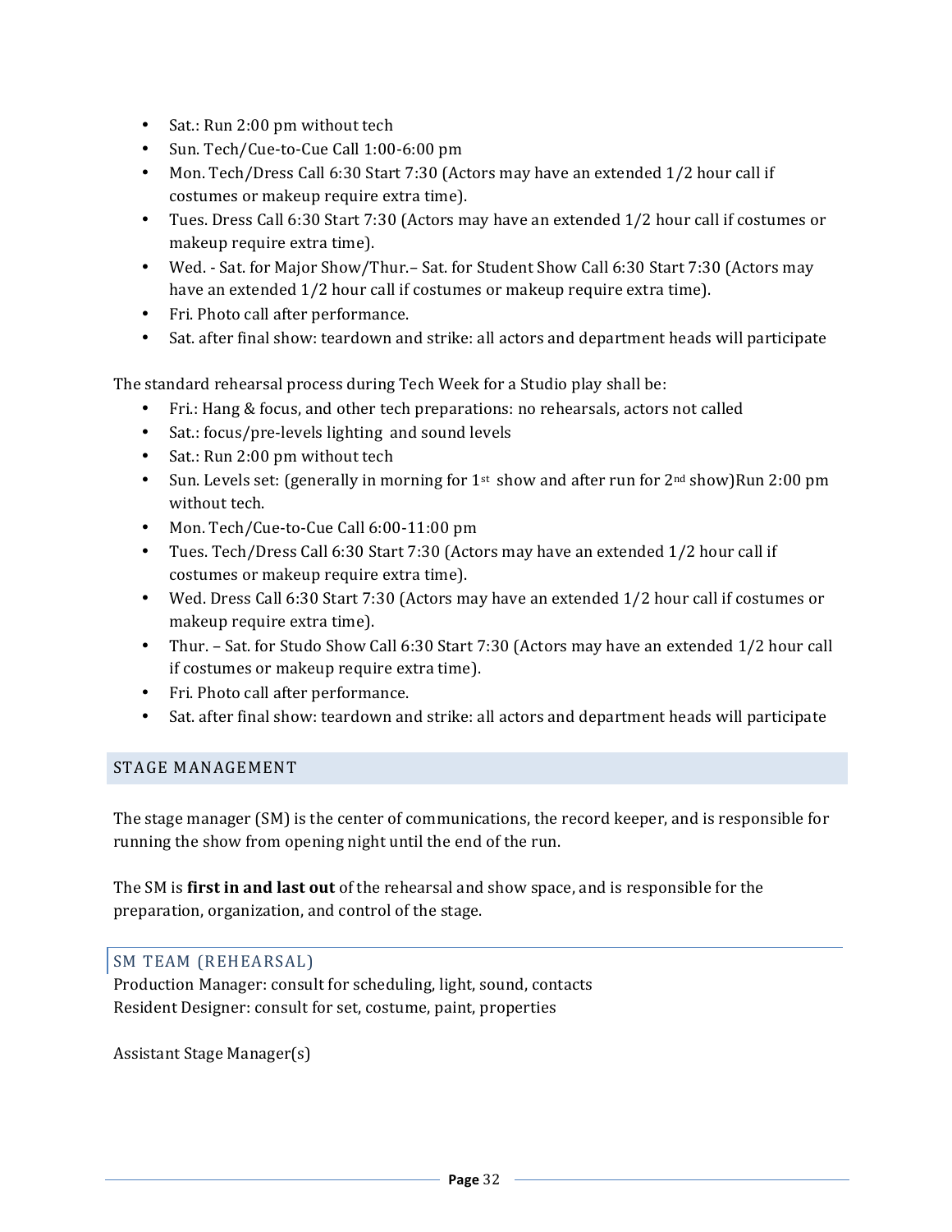- Sat.: Run 2:00 pm without tech
- Sun. Tech/Cue-to-Cue Call 1:00-6:00 pm
- Mon. Tech/Dress Call 6:30 Start 7:30 (Actors may have an extended 1/2 hour call if costumes or makeup require extra time).
- Tues. Dress Call 6:30 Start 7:30 (Actors may have an extended 1/2 hour call if costumes or makeup require extra time).
- Wed. - Sat. for Major Show/Thur.– Sat. for Student Show Call 6:30 Start 7:30 (Actors may have an extended 1/2 hour call if costumes or makeup require extra time).
- Fri. Photo call after performance.
- Sat. after final show: teardown and strike: all actors and department heads will participate

The standard rehearsal process during Tech Week for a Studio play shall be:

- Fri.: Hang & focus, and other tech preparations: no rehearsals, actors not called
- Sat.: focus/pre-levels lighting and sound levels
- Sat.: Run 2:00 pm without tech
- Sun. Levels set: (generally in morning for 1st show and after run for 2nd show)Run 2:00 pm without tech.
- Mon. Tech/Cue-to-Cue Call 6:00-11:00 pm
- Tues. Tech/Dress Call 6:30 Start 7:30 (Actors may have an extended 1/2 hour call if costumes or makeup require extra time).
- Wed. Dress Call 6:30 Start 7:30 (Actors may have an extended 1/2 hour call if costumes or makeup require extra time).
- Thur. – Sat. for Studo Show Call 6:30 Start 7:30 (Actors may have an extended 1/2 hour call if costumes or makeup require extra time).
- Fri. Photo call after performance.
- Sat. after final show: teardown and strike: all actors and department heads will participate

## STAGE MANAGEMENT

The stage manager (SM) is the center of communications, the record keeper, and is responsible for running the show from opening night until the end of the run.

The SM is **first in and last out** of the rehearsal and show space, and is responsible for the preparation, organization, and control of the stage.

### SM TEAM (REHEARSAL)

Production Manager: consult for scheduling, light, sound, contacts
Resident Designer: consult for set, costume, paint, properties

Assistant Stage Manager(s)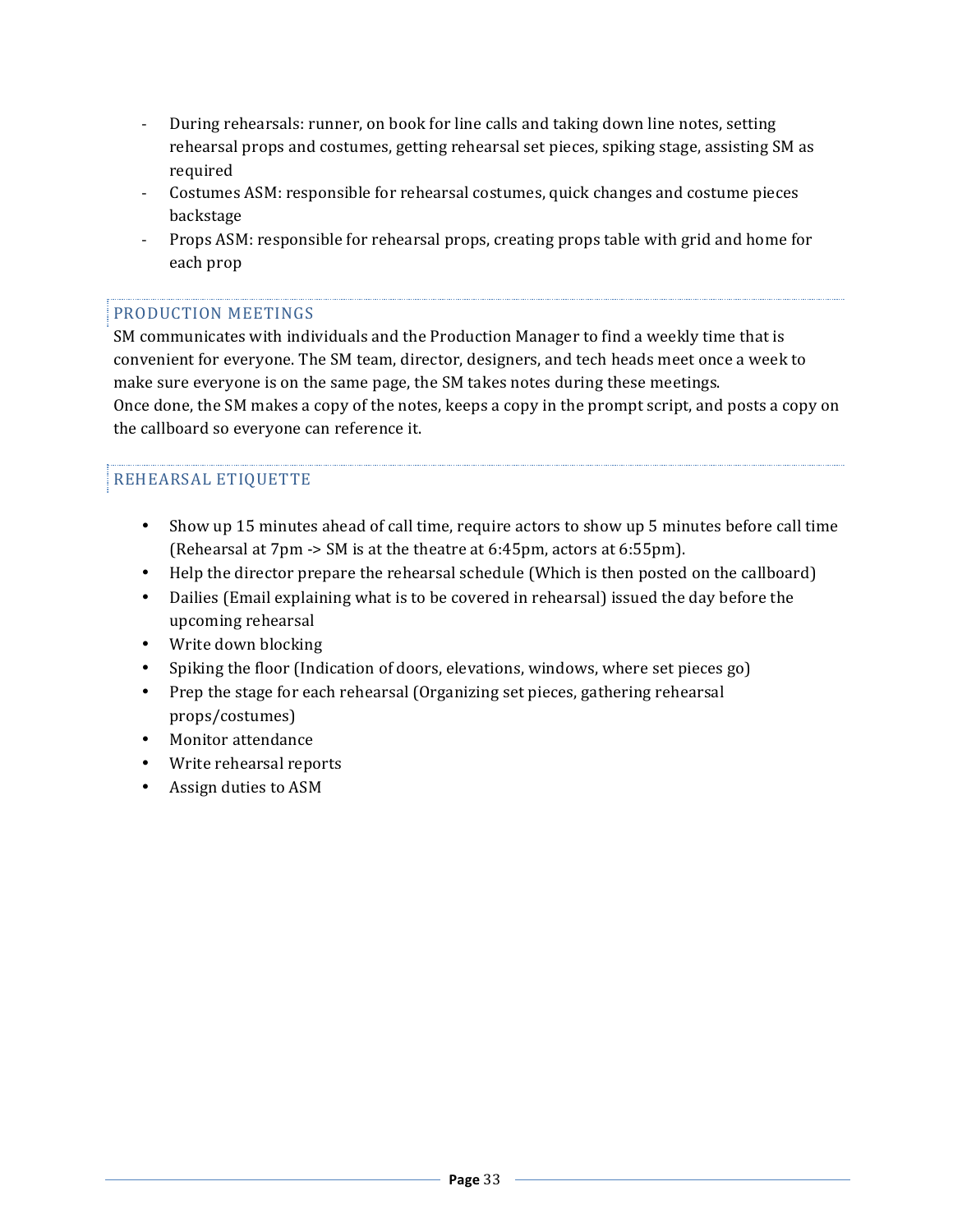- During rehearsals: runner, on book for line calls and taking down line notes, setting rehearsal props and costumes, getting rehearsal set pieces, spiking stage, assisting SM as required
- Costumes ASM: responsible for rehearsal costumes, quick changes and costume pieces backstage
- Props ASM: responsible for rehearsal props, creating props table with grid and home for each prop

## PRODUCTION MEETINGS

SM communicates with individuals and the Production Manager to find a weekly time that is convenient for everyone. The SM team, director, designers, and tech heads meet once a week to make sure everyone is on the same page, the SM takes notes during these meetings.
Once done, the SM makes a copy of the notes, keeps a copy in the prompt script, and posts a copy on the callboard so everyone can reference it.

## REHEARSAL ETIQUETTE

- Show up 15 minutes ahead of call time, require actors to show up 5 minutes before call time (Rehearsal at 7pm -> SM is at the theatre at 6:45pm, actors at 6:55pm).
- Help the director prepare the rehearsal schedule (Which is then posted on the callboard)
- Dailies (Email explaining what is to be covered in rehearsal) issued the day before the upcoming rehearsal
- Write down blocking
- Spiking the floor (Indication of doors, elevations, windows, where set pieces go)
- Prep the stage for each rehearsal (Organizing set pieces, gathering rehearsal props/costumes)
- Monitor attendance
- Write rehearsal reports
- Assign duties to ASM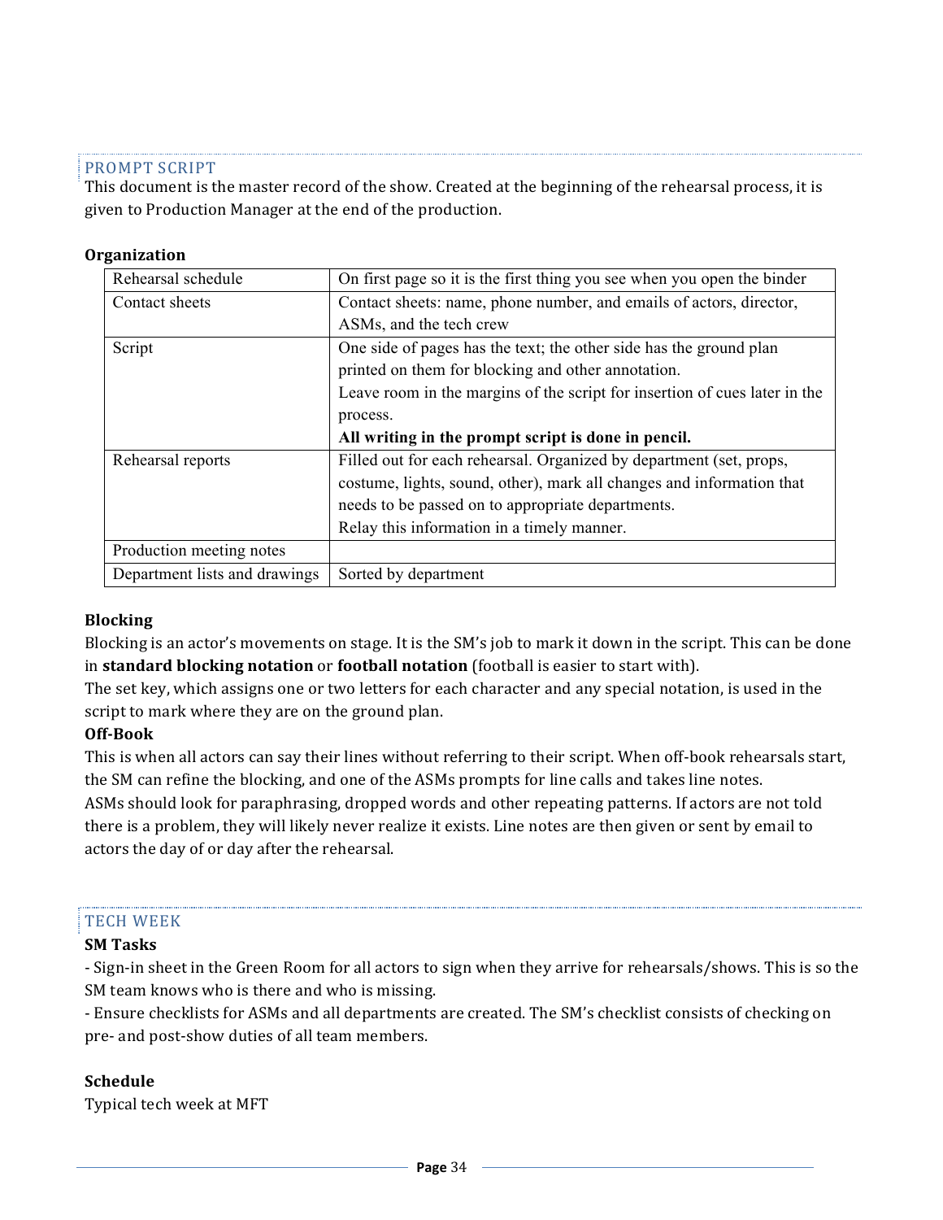## PROMPT SCRIPT

This document is the master record of the show. Created at the beginning of the rehearsal process, it is given to Production Manager at the end of the production.

**Organization**

| | |
|---|---|
| Rehearsal schedule | On first page so it is the first thing you see when you open the binder |
| Contact sheets | Contact sheets: name, phone number, and emails of actors, director, ASMs, and the tech crew |
| Script | One side of pages has the text; the other side has the ground plan printed on them for blocking and other annotation.<br>Leave room in the margins of the script for insertion of cues later in the process.<br>**All writing in the prompt script is done in pencil.** |
| Rehearsal reports | Filled out for each rehearsal. Organized by department (set, props, costume, lights, sound, other), mark all changes and information that needs to be passed on to appropriate departments.<br>Relay this information in a timely manner. |
| Production meeting notes | |
| Department lists and drawings | Sorted by department |

**Blocking**

Blocking is an actor's movements on stage. It is the SM's job to mark it down in the script. This can be done in **standard blocking notation** or **football notation** (football is easier to start with).

The set key, which assigns one or two letters for each character and any special notation, is used in the script to mark where they are on the ground plan.

**Off-Book**

This is when all actors can say their lines without referring to their script. When off-book rehearsals start, the SM can refine the blocking, and one of the ASMs prompts for line calls and takes line notes.

ASMs should look for paraphrasing, dropped words and other repeating patterns. If actors are not told there is a problem, they will likely never realize it exists. Line notes are then given or sent by email to actors the day of or day after the rehearsal.

## TECH WEEK

**SM Tasks**

- Sign-in sheet in the Green Room for all actors to sign when they arrive for rehearsals/shows. This is so the SM team knows who is there and who is missing.
- Ensure checklists for ASMs and all departments are created. The SM's checklist consists of checking on pre- and post-show duties of all team members.

**Schedule**

Typical tech week at MFT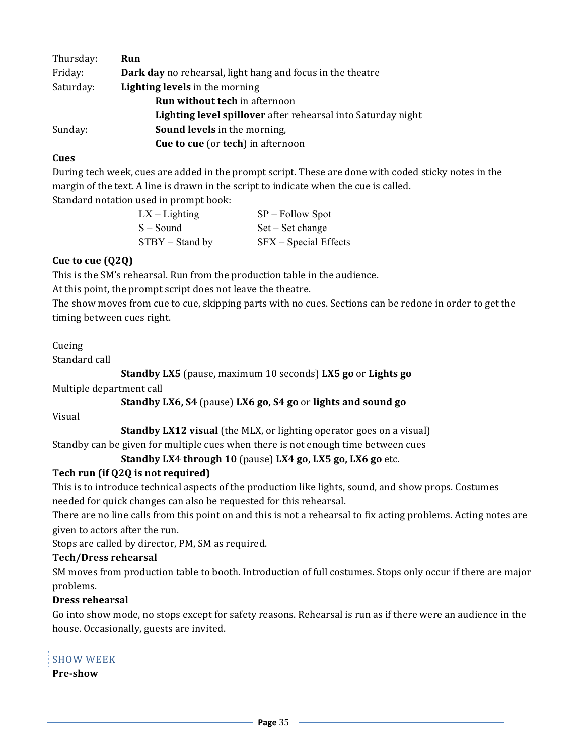| | |
|---|---|
| Thursday: | **Run** |
| Friday: | **Dark day** no rehearsal, light hang and focus in the theatre |
| Saturday: | **Lighting levels** in the morning |
| | **Run without tech** in afternoon |
| | **Lighting level spillover** after rehearsal into Saturday night |
| Sunday: | **Sound levels** in the morning, |
| | **Cue to cue** (or **tech**) in afternoon |

**Cues**

During tech week, cues are added in the prompt script. These are done with coded sticky notes in the margin of the text. A line is drawn in the script to indicate when the cue is called.

Standard notation used in prompt book:

| | |
|---|---|
| LX – Lighting | SP – Follow Spot |
| S – Sound | Set – Set change |
| STBY – Stand by | SFX – Special Effects |

**Cue to cue (Q2Q)**

This is the SM's rehearsal. Run from the production table in the audience.

At this point, the prompt script does not leave the theatre.

The show moves from cue to cue, skipping parts with no cues. Sections can be redone in order to get the timing between cues right.

Cueing

Standard call

**Standby LX5** (pause, maximum 10 seconds) **LX5 go** or **Lights go**

Multiple department call

**Standby LX6, S4** (pause) **LX6 go, S4 go** or **lights and sound go**

Visual

**Standby LX12 visual** (the MLX, or lighting operator goes on a visual)

Standby can be given for multiple cues when there is not enough time between cues

**Standby LX4 through 10** (pause) **LX4 go, LX5 go, LX6 go** etc.

**Tech run (if Q2Q is not required)**

This is to introduce technical aspects of the production like lights, sound, and show props. Costumes needed for quick changes can also be requested for this rehearsal.

There are no line calls from this point on and this is not a rehearsal to fix acting problems. Acting notes are given to actors after the run.

Stops are called by director, PM, SM as required.

**Tech/Dress rehearsal**

SM moves from production table to booth. Introduction of full costumes. Stops only occur if there are major problems.

**Dress rehearsal**

Go into show mode, no stops except for safety reasons. Rehearsal is run as if there were an audience in the house. Occasionally, guests are invited.

## SHOW WEEK

**Pre-show**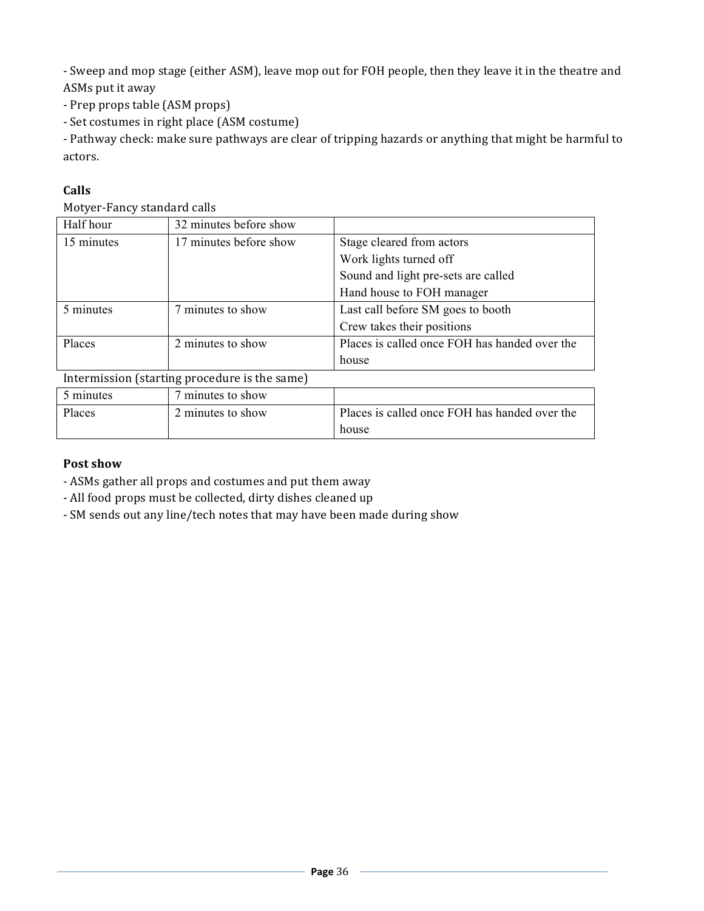- Sweep and mop stage (either ASM), leave mop out for FOH people, then they leave it in the theatre and ASMs put it away
- Prep props table (ASM props)
- Set costumes in right place (ASM costume)
- Pathway check: make sure pathways are clear of tripping hazards or anything that might be harmful to actors.

**Calls**

Motyer-Fancy standard calls

| | | |
|---|---|---|
| Half hour | 32 minutes before show | |
| 15 minutes | 17 minutes before show | Stage cleared from actors<br>Work lights turned off<br>Sound and light pre-sets are called<br>Hand house to FOH manager |
| 5 minutes | 7 minutes to show | Last call before SM goes to booth<br>Crew takes their positions |
| Places | 2 minutes to show | Places is called once FOH has handed over the house |

Intermission (starting procedure is the same)

| | | |
|---|---|---|
| 5 minutes | 7 minutes to show | |
| Places | 2 minutes to show | Places is called once FOH has handed over the house |

**Post show**

- ASMs gather all props and costumes and put them away
- All food props must be collected, dirty dishes cleaned up
- SM sends out any line/tech notes that may have been made during show